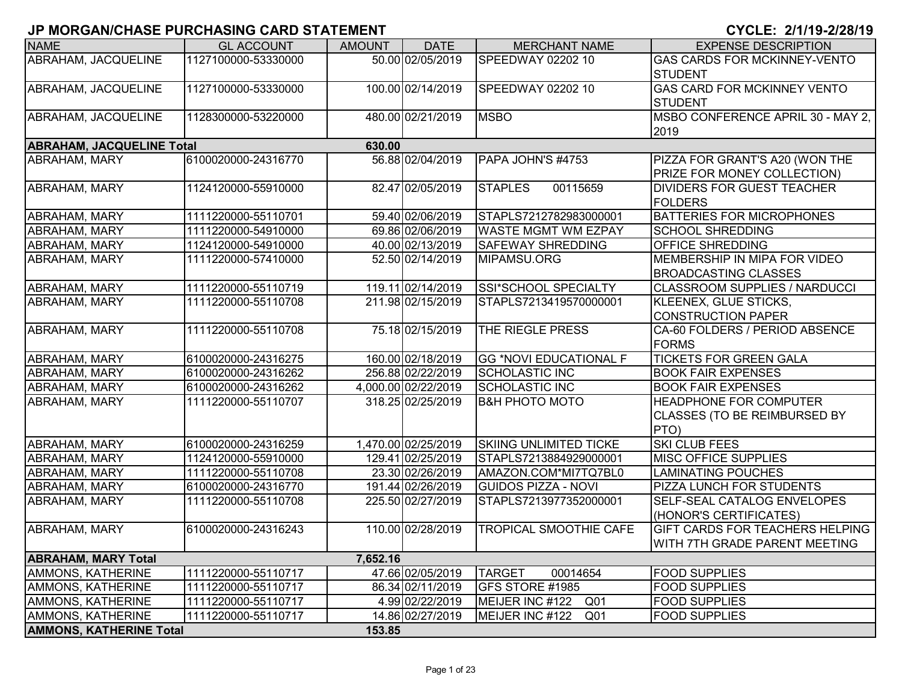## JP MORGAN/CHASE PURCHASING CARD STATEMENT

**CYCLE: 2/1/19-2/28/19**

| NAME | GL ACCOUNT | AMOUNT | DATE | MERCHANT NAME | EXPENSE DESCRIPTION |
|---|---|---|---|---|---|
| ABRAHAM, JACQUELINE | 1127100000-53330000 | 50.00 | 02/05/2019 | SPEEDWAY 02202 10 | GAS CARDS FOR MCKINNEY-VENTO STUDENT |
| ABRAHAM, JACQUELINE | 1127100000-53330000 | 100.00 | 02/14/2019 | SPEEDWAY 02202 10 | GAS CARD FOR MCKINNEY VENTO STUDENT |
| ABRAHAM, JACQUELINE | 1128300000-53220000 | 480.00 | 02/21/2019 | MSBO | MSBO CONFERENCE APRIL 30 - MAY 2, 2019 |
| **ABRAHAM, JACQUELINE Total** | | **630.00** | | | |
| ABRAHAM, MARY | 6100020000-24316770 | 56.88 | 02/04/2019 | PAPA JOHN'S #4753 | PIZZA FOR GRANT'S A20 (WON THE PRIZE FOR MONEY COLLECTION) |
| ABRAHAM, MARY | 1124120000-55910000 | 82.47 | 02/05/2019 | STAPLES 00115659 | DIVIDERS FOR GUEST TEACHER FOLDERS |
| ABRAHAM, MARY | 1111220000-55110701 | 59.40 | 02/06/2019 | STAPLS7212782983000001 | BATTERIES FOR MICROPHONES |
| ABRAHAM, MARY | 1111220000-54910000 | 69.86 | 02/06/2019 | WASTE MGMT WM EZPAY | SCHOOL SHREDDING |
| ABRAHAM, MARY | 1124120000-54910000 | 40.00 | 02/13/2019 | SAFEWAY SHREDDING | OFFICE SHREDDING |
| ABRAHAM, MARY | 1111220000-57410000 | 52.50 | 02/14/2019 | MIPAMSU.ORG | MEMBERSHIP IN MIPA FOR VIDEO BROADCASTING CLASSES |
| ABRAHAM, MARY | 1111220000-55110719 | 119.11 | 02/14/2019 | SSI*SCHOOL SPECIALTY | CLASSROOM SUPPLIES / NARDUCCI |
| ABRAHAM, MARY | 1111220000-55110708 | 211.98 | 02/15/2019 | STAPLS7213419570000001 | KLEENEX, GLUE STICKS, CONSTRUCTION PAPER |
| ABRAHAM, MARY | 1111220000-55110708 | 75.18 | 02/15/2019 | THE RIEGLE PRESS | CA-60 FOLDERS / PERIOD ABSENCE FORMS |
| ABRAHAM, MARY | 6100020000-24316275 | 160.00 | 02/18/2019 | GG *NOVI EDUCATIONAL F | TICKETS FOR GREEN GALA |
| ABRAHAM, MARY | 6100020000-24316262 | 256.88 | 02/22/2019 | SCHOLASTIC INC | BOOK FAIR EXPENSES |
| ABRAHAM, MARY | 6100020000-24316262 | 4,000.00 | 02/22/2019 | SCHOLASTIC INC | BOOK FAIR EXPENSES |
| ABRAHAM, MARY | 1111220000-55110707 | 318.25 | 02/25/2019 | B&H PHOTO MOTO | HEADPHONE FOR COMPUTER CLASSES (TO BE REIMBURSED BY PTO) |
| ABRAHAM, MARY | 6100020000-24316259 | 1,470.00 | 02/25/2019 | SKIING UNLIMITED TICKE | SKI CLUB FEES |
| ABRAHAM, MARY | 1124120000-55910000 | 129.41 | 02/25/2019 | STAPLS7213884929000001 | MISC OFFICE SUPPLIES |
| ABRAHAM, MARY | 1111220000-55110708 | 23.30 | 02/26/2019 | AMAZON.COM*MI7TQ7BL0 | LAMINATING POUCHES |
| ABRAHAM, MARY | 6100020000-24316770 | 191.44 | 02/26/2019 | GUIDOS PIZZA - NOVI | PIZZA LUNCH FOR STUDENTS |
| ABRAHAM, MARY | 1111220000-55110708 | 225.50 | 02/27/2019 | STAPLS7213977352000001 | SELF-SEAL CATALOG ENVELOPES (HONOR'S CERTIFICATES) |
| ABRAHAM, MARY | 6100020000-24316243 | 110.00 | 02/28/2019 | TROPICAL SMOOTHIE CAFE | GIFT CARDS FOR TEACHERS HELPING WITH 7TH GRADE PARENT MEETING |
| **ABRAHAM, MARY Total** | | **7,652.16** | | | |
| AMMONS, KATHERINE | 1111220000-55110717 | 47.66 | 02/05/2019 | TARGET 00014654 | FOOD SUPPLIES |
| AMMONS, KATHERINE | 1111220000-55110717 | 86.34 | 02/11/2019 | GFS STORE #1985 | FOOD SUPPLIES |
| AMMONS, KATHERINE | 1111220000-55110717 | 4.99 | 02/22/2019 | MEIJER INC #122 Q01 | FOOD SUPPLIES |
| AMMONS, KATHERINE | 1111220000-55110717 | 14.86 | 02/27/2019 | MEIJER INC #122 Q01 | FOOD SUPPLIES |
| **AMMONS, KATHERINE Total** | | **153.85** | | | |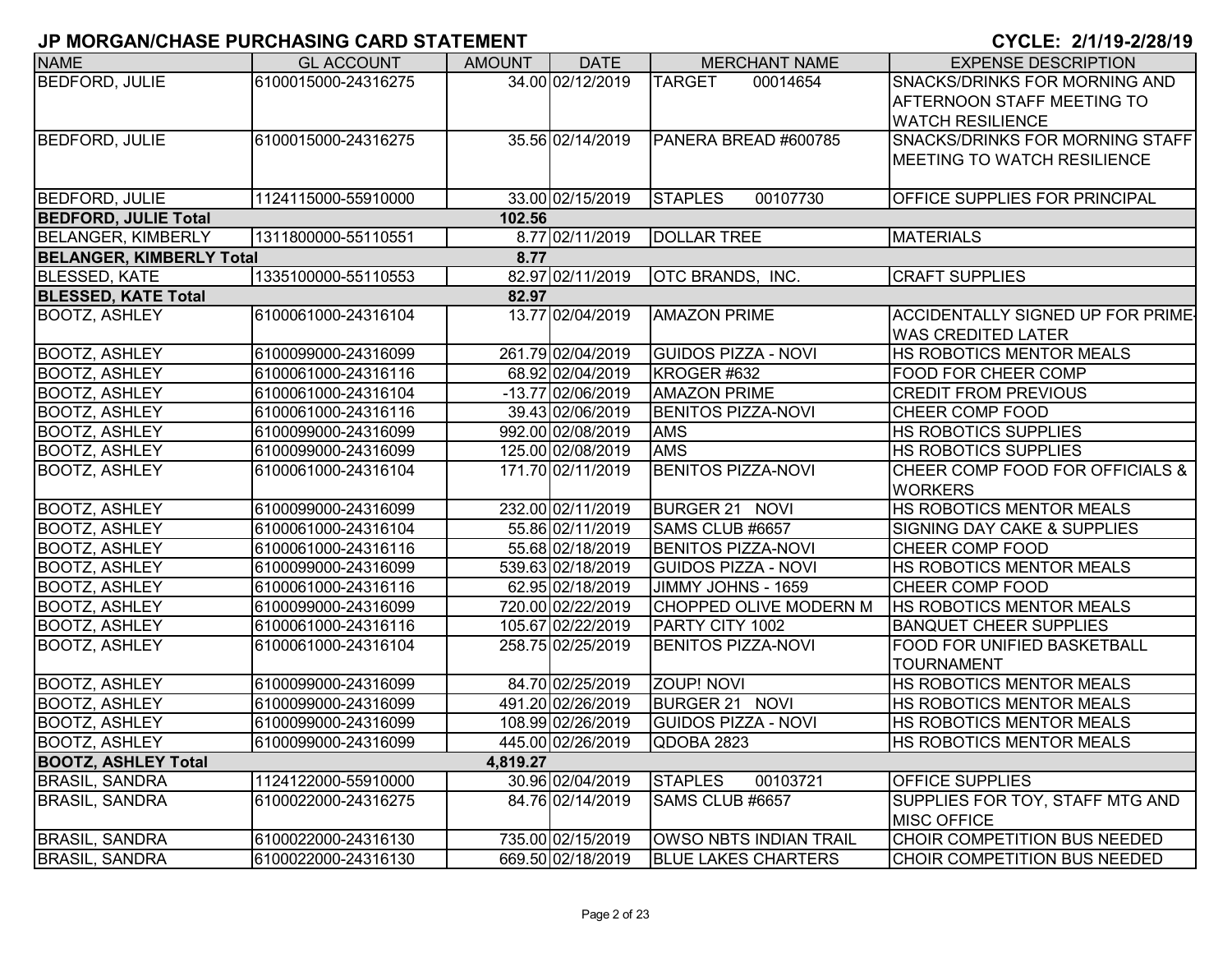# JP MORGAN/CHASE PURCHASING CARD STATEMENT

**CYCLE: 2/1/19-2/28/19**

| NAME | GL ACCOUNT | AMOUNT | DATE | MERCHANT NAME | EXPENSE DESCRIPTION |
|---|---|---|---|---|---|
| BEDFORD, JULIE | 6100015000-24316275 | 34.00 | 02/12/2019 | TARGET 00014654 | SNACKS/DRINKS FOR MORNING AND AFTERNOON STAFF MEETING TO WATCH RESILIENCE |
| BEDFORD, JULIE | 6100015000-24316275 | 35.56 | 02/14/2019 | PANERA BREAD #600785 | SNACKS/DRINKS FOR MORNING STAFF MEETING TO WATCH RESILIENCE |
| BEDFORD, JULIE | 1124115000-55910000 | 33.00 | 02/15/2019 | STAPLES 00107730 | OFFICE SUPPLIES FOR PRINCIPAL |
| **BEDFORD, JULIE Total** | | **102.56** | | | |
| BELANGER, KIMBERLY | 1311800000-55110551 | 8.77 | 02/11/2019 | DOLLAR TREE | MATERIALS |
| **BELANGER, KIMBERLY Total** | | **8.77** | | | |
| BLESSED, KATE | 1335100000-55110553 | 82.97 | 02/11/2019 | OTC BRANDS, INC. | CRAFT SUPPLIES |
| **BLESSED, KATE Total** | | **82.97** | | | |
| BOOTZ, ASHLEY | 6100061000-24316104 | 13.77 | 02/04/2019 | AMAZON PRIME | ACCIDENTALLY SIGNED UP FOR PRIME-WAS CREDITED LATER |
| BOOTZ, ASHLEY | 6100099000-24316099 | 261.79 | 02/04/2019 | GUIDOS PIZZA - NOVI | HS ROBOTICS MENTOR MEALS |
| BOOTZ, ASHLEY | 6100061000-24316116 | 68.92 | 02/04/2019 | KROGER #632 | FOOD FOR CHEER COMP |
| BOOTZ, ASHLEY | 6100061000-24316104 | -13.77 | 02/06/2019 | AMAZON PRIME | CREDIT FROM PREVIOUS |
| BOOTZ, ASHLEY | 6100061000-24316116 | 39.43 | 02/06/2019 | BENITOS PIZZA-NOVI | CHEER COMP FOOD |
| BOOTZ, ASHLEY | 6100099000-24316099 | 992.00 | 02/08/2019 | AMS | HS ROBOTICS SUPPLIES |
| BOOTZ, ASHLEY | 6100099000-24316099 | 125.00 | 02/08/2019 | AMS | HS ROBOTICS SUPPLIES |
| BOOTZ, ASHLEY | 6100061000-24316104 | 171.70 | 02/11/2019 | BENITOS PIZZA-NOVI | CHEER COMP FOOD FOR OFFICIALS & WORKERS |
| BOOTZ, ASHLEY | 6100099000-24316099 | 232.00 | 02/11/2019 | BURGER 21 NOVI | HS ROBOTICS MENTOR MEALS |
| BOOTZ, ASHLEY | 6100061000-24316104 | 55.86 | 02/11/2019 | SAMS CLUB #6657 | SIGNING DAY CAKE & SUPPLIES |
| BOOTZ, ASHLEY | 6100061000-24316116 | 55.68 | 02/18/2019 | BENITOS PIZZA-NOVI | CHEER COMP FOOD |
| BOOTZ, ASHLEY | 6100099000-24316099 | 539.63 | 02/18/2019 | GUIDOS PIZZA - NOVI | HS ROBOTICS MENTOR MEALS |
| BOOTZ, ASHLEY | 6100061000-24316116 | 62.95 | 02/18/2019 | JIMMY JOHNS - 1659 | CHEER COMP FOOD |
| BOOTZ, ASHLEY | 6100099000-24316099 | 720.00 | 02/22/2019 | CHOPPED OLIVE MODERN M | HS ROBOTICS MENTOR MEALS |
| BOOTZ, ASHLEY | 6100061000-24316116 | 105.67 | 02/22/2019 | PARTY CITY 1002 | BANQUET CHEER SUPPLIES |
| BOOTZ, ASHLEY | 6100061000-24316104 | 258.75 | 02/25/2019 | BENITOS PIZZA-NOVI | FOOD FOR UNIFIED BASKETBALL TOURNAMENT |
| BOOTZ, ASHLEY | 6100099000-24316099 | 84.70 | 02/25/2019 | ZOUP! NOVI | HS ROBOTICS MENTOR MEALS |
| BOOTZ, ASHLEY | 6100099000-24316099 | 491.20 | 02/26/2019 | BURGER 21 NOVI | HS ROBOTICS MENTOR MEALS |
| BOOTZ, ASHLEY | 6100099000-24316099 | 108.99 | 02/26/2019 | GUIDOS PIZZA - NOVI | HS ROBOTICS MENTOR MEALS |
| BOOTZ, ASHLEY | 6100099000-24316099 | 445.00 | 02/26/2019 | QDOBA 2823 | HS ROBOTICS MENTOR MEALS |
| **BOOTZ, ASHLEY Total** | | **4,819.27** | | | |
| BRASIL, SANDRA | 1124122000-55910000 | 30.96 | 02/04/2019 | STAPLES 00103721 | OFFICE SUPPLIES |
| BRASIL, SANDRA | 6100022000-24316275 | 84.76 | 02/14/2019 | SAMS CLUB #6657 | SUPPLIES FOR TOY, STAFF MTG AND MISC OFFICE |
| BRASIL, SANDRA | 6100022000-24316130 | 735.00 | 02/15/2019 | OWSO NBTS INDIAN TRAIL | CHOIR COMPETITION BUS NEEDED |
| BRASIL, SANDRA | 6100022000-24316130 | 669.50 | 02/18/2019 | BLUE LAKES CHARTERS | CHOIR COMPETITION BUS NEEDED |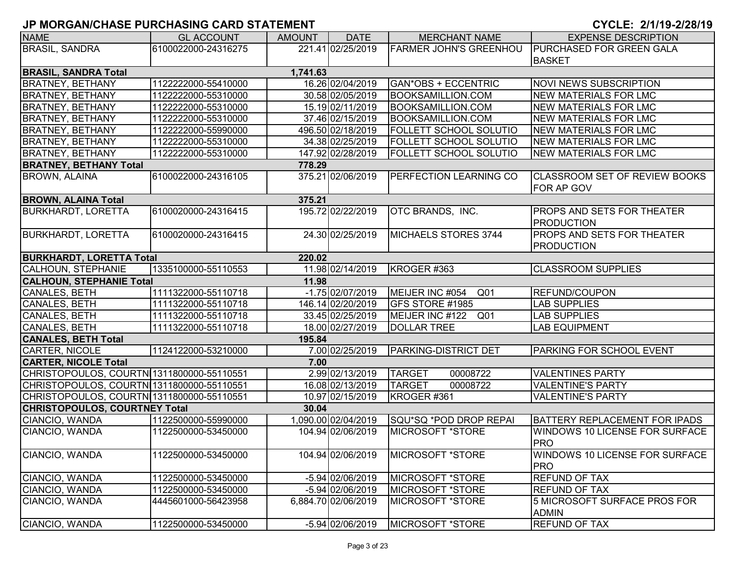# JP MORGAN/CHASE PURCHASING CARD STATEMENT

**CYCLE: 2/1/19-2/28/19**

| NAME | GL ACCOUNT | AMOUNT | DATE | MERCHANT NAME | EXPENSE DESCRIPTION |
|---|---|---|---|---|---|
| BRASIL, SANDRA | 6100022000-24316275 | 221.41 | 02/25/2019 | FARMER JOHN'S GREENHOU | PURCHASED FOR GREEN GALA BASKET |
| **BRASIL, SANDRA Total** | | **1,741.63** | | | |
| BRATNEY, BETHANY | 1122222000-55410000 | 16.26 | 02/04/2019 | GAN*OBS + ECCENTRIC | NOVI NEWS SUBSCRIPTION |
| BRATNEY, BETHANY | 1122222000-55310000 | 30.58 | 02/05/2019 | BOOKSAMILLION.COM | NEW MATERIALS FOR LMC |
| BRATNEY, BETHANY | 1122222000-55310000 | 15.19 | 02/11/2019 | BOOKSAMILLION.COM | NEW MATERIALS FOR LMC |
| BRATNEY, BETHANY | 1122222000-55310000 | 37.46 | 02/15/2019 | BOOKSAMILLION.COM | NEW MATERIALS FOR LMC |
| BRATNEY, BETHANY | 1122222000-55990000 | 496.50 | 02/18/2019 | FOLLETT SCHOOL SOLUTIO | NEW MATERIALS FOR LMC |
| BRATNEY, BETHANY | 1122222000-55310000 | 34.38 | 02/25/2019 | FOLLETT SCHOOL SOLUTIO | NEW MATERIALS FOR LMC |
| BRATNEY, BETHANY | 1122222000-55310000 | 147.92 | 02/28/2019 | FOLLETT SCHOOL SOLUTIO | NEW MATERIALS FOR LMC |
| **BRATNEY, BETHANY Total** | | **778.29** | | | |
| BROWN, ALAINA | 6100022000-24316105 | 375.21 | 02/06/2019 | PERFECTION LEARNING CO | CLASSROOM SET OF REVIEW BOOKS FOR AP GOV |
| **BROWN, ALAINA Total** | | **375.21** | | | |
| BURKHARDT, LORETTA | 6100020000-24316415 | 195.72 | 02/22/2019 | OTC BRANDS, INC. | PROPS AND SETS FOR THEATER PRODUCTION |
| BURKHARDT, LORETTA | 6100020000-24316415 | 24.30 | 02/25/2019 | MICHAELS STORES 3744 | PROPS AND SETS FOR THEATER PRODUCTION |
| **BURKHARDT, LORETTA Total** | | **220.02** | | | |
| CALHOUN, STEPHANIE | 1335100000-55110553 | 11.98 | 02/14/2019 | KROGER #363 | CLASSROOM SUPPLIES |
| **CALHOUN, STEPHANIE Total** | | **11.98** | | | |
| CANALES, BETH | 1111322000-55110718 | -1.75 | 02/07/2019 | MEIJER INC #054 Q01 | REFUND/COUPON |
| CANALES, BETH | 1111322000-55110718 | 146.14 | 02/20/2019 | GFS STORE #1985 | LAB SUPPLIES |
| CANALES, BETH | 1111322000-55110718 | 33.45 | 02/25/2019 | MEIJER INC #122 Q01 | LAB SUPPLIES |
| CANALES, BETH | 1111322000-55110718 | 18.00 | 02/27/2019 | DOLLAR TREE | LAB EQUIPMENT |
| **CANALES, BETH Total** | | **195.84** | | | |
| CARTER, NICOLE | 1124122000-53210000 | 7.00 | 02/25/2019 | PARKING-DISTRICT DET | PARKING FOR SCHOOL EVENT |
| **CARTER, NICOLE Total** | | **7.00** | | | |
| CHRISTOPOULOS, COURTN | 1311800000-55110551 | 2.99 | 02/13/2019 | TARGET 00008722 | VALENTINES PARTY |
| CHRISTOPOULOS, COURTN | 1311800000-55110551 | 16.08 | 02/13/2019 | TARGET 00008722 | VALENTINE'S PARTY |
| CHRISTOPOULOS, COURTN | 1311800000-55110551 | 10.97 | 02/15/2019 | KROGER #361 | VALENTINE'S PARTY |
| **CHRISTOPOULOS, COURTNEY Total** | | **30.04** | | | |
| CIANCIO, WANDA | 1122500000-55990000 | 1,090.00 | 02/04/2019 | SQU*SQ *POD DROP REPAI | BATTERY REPLACEMENT FOR IPADS |
| CIANCIO, WANDA | 1122500000-53450000 | 104.94 | 02/06/2019 | MICROSOFT *STORE | WINDOWS 10 LICENSE FOR SURFACE PRO |
| CIANCIO, WANDA | 1122500000-53450000 | 104.94 | 02/06/2019 | MICROSOFT *STORE | WINDOWS 10 LICENSE FOR SURFACE PRO |
| CIANCIO, WANDA | 1122500000-53450000 | -5.94 | 02/06/2019 | MICROSOFT *STORE | REFUND OF TAX |
| CIANCIO, WANDA | 1122500000-53450000 | -5.94 | 02/06/2019 | MICROSOFT *STORE | REFUND OF TAX |
| CIANCIO, WANDA | 4445601000-56423958 | 6,884.70 | 02/06/2019 | MICROSOFT *STORE | 5 MICROSOFT SURFACE PROS FOR ADMIN |
| CIANCIO, WANDA | 1122500000-53450000 | -5.94 | 02/06/2019 | MICROSOFT *STORE | REFUND OF TAX |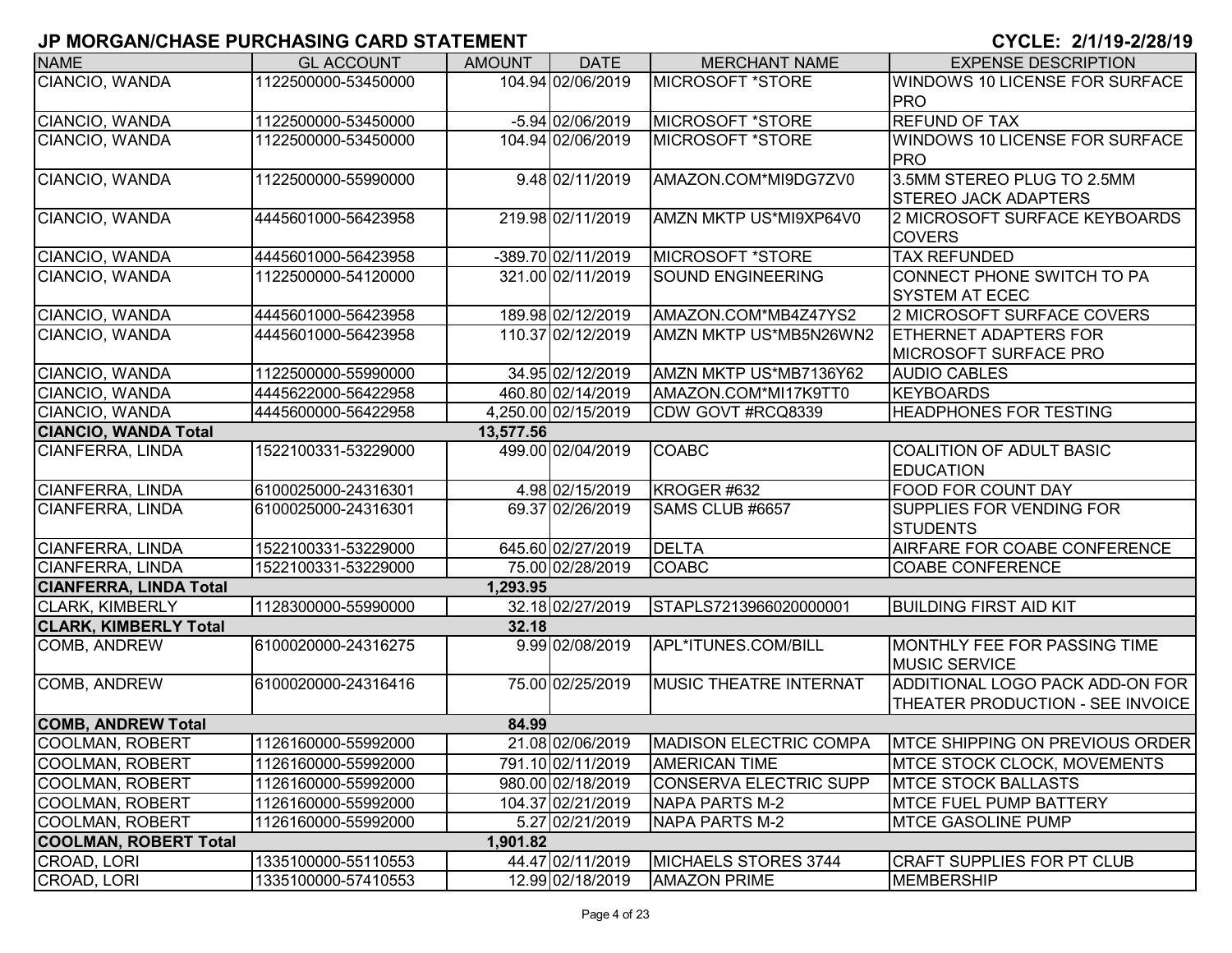## JP MORGAN/CHASE PURCHASING CARD STATEMENT

**CYCLE: 2/1/19-2/28/19**

| NAME | GL ACCOUNT | AMOUNT | DATE | MERCHANT NAME | EXPENSE DESCRIPTION |
|---|---|---|---|---|---|
| CIANCIO, WANDA | 1122500000-53450000 | 104.94 | 02/06/2019 | MICROSOFT *STORE | WINDOWS 10 LICENSE FOR SURFACE PRO |
| CIANCIO, WANDA | 1122500000-53450000 | -5.94 | 02/06/2019 | MICROSOFT *STORE | REFUND OF TAX |
| CIANCIO, WANDA | 1122500000-53450000 | 104.94 | 02/06/2019 | MICROSOFT *STORE | WINDOWS 10 LICENSE FOR SURFACE PRO |
| CIANCIO, WANDA | 1122500000-55990000 | 9.48 | 02/11/2019 | AMAZON.COM*MI9DG7ZV0 | 3.5MM STEREO PLUG TO 2.5MM STEREO JACK ADAPTERS |
| CIANCIO, WANDA | 4445601000-56423958 | 219.98 | 02/11/2019 | AMZN MKTP US*MI9XP64V0 | 2 MICROSOFT SURFACE KEYBOARDS COVERS |
| CIANCIO, WANDA | 4445601000-56423958 | -389.70 | 02/11/2019 | MICROSOFT *STORE | TAX REFUNDED |
| CIANCIO, WANDA | 1122500000-54120000 | 321.00 | 02/11/2019 | SOUND ENGINEERING | CONNECT PHONE SWITCH TO PA SYSTEM AT ECEC |
| CIANCIO, WANDA | 4445601000-56423958 | 189.98 | 02/12/2019 | AMAZON.COM*MB4Z47YS2 | 2 MICROSOFT SURFACE COVERS |
| CIANCIO, WANDA | 4445601000-56423958 | 110.37 | 02/12/2019 | AMZN MKTP US*MB5N26WN2 | ETHERNET ADAPTERS FOR MICROSOFT SURFACE PRO |
| CIANCIO, WANDA | 1122500000-55990000 | 34.95 | 02/12/2019 | AMZN MKTP US*MB7136Y62 | AUDIO CABLES |
| CIANCIO, WANDA | 4445622000-56422958 | 460.80 | 02/14/2019 | AMAZON.COM*MI17K9TT0 | KEYBOARDS |
| CIANCIO, WANDA | 4445600000-56422958 | 4,250.00 | 02/15/2019 | CDW GOVT #RCQ8339 | HEADPHONES FOR TESTING |
| **CIANCIO, WANDA Total** | | **13,577.56** | | | |
| CIANFERRA, LINDA | 1522100331-53229000 | 499.00 | 02/04/2019 | COABC | COALITION OF ADULT BASIC EDUCATION |
| CIANFERRA, LINDA | 6100025000-24316301 | 4.98 | 02/15/2019 | KROGER #632 | FOOD FOR COUNT DAY |
| CIANFERRA, LINDA | 6100025000-24316301 | 69.37 | 02/26/2019 | SAMS CLUB #6657 | SUPPLIES FOR VENDING FOR STUDENTS |
| CIANFERRA, LINDA | 1522100331-53229000 | 645.60 | 02/27/2019 | DELTA | AIRFARE FOR COABE CONFERENCE |
| CIANFERRA, LINDA | 1522100331-53229000 | 75.00 | 02/28/2019 | COABC | COABE CONFERENCE |
| **CIANFERRA, LINDA Total** | | **1,293.95** | | | |
| CLARK, KIMBERLY | 1128300000-55990000 | 32.18 | 02/27/2019 | STAPLS7213966020000001 | BUILDING FIRST AID KIT |
| **CLARK, KIMBERLY Total** | | **32.18** | | | |
| COMB, ANDREW | 6100020000-24316275 | 9.99 | 02/08/2019 | APL*ITUNES.COM/BILL | MONTHLY FEE FOR PASSING TIME MUSIC SERVICE |
| COMB, ANDREW | 6100020000-24316416 | 75.00 | 02/25/2019 | MUSIC THEATRE INTERNAT | ADDITIONAL LOGO PACK ADD-ON FOR THEATER PRODUCTION - SEE INVOICE |
| **COMB, ANDREW Total** | | **84.99** | | | |
| COOLMAN, ROBERT | 1126160000-55992000 | 21.08 | 02/06/2019 | MADISON ELECTRIC COMPA | MTCE SHIPPING ON PREVIOUS ORDER |
| COOLMAN, ROBERT | 1126160000-55992000 | 791.10 | 02/11/2019 | AMERICAN TIME | MTCE STOCK CLOCK, MOVEMENTS |
| COOLMAN, ROBERT | 1126160000-55992000 | 980.00 | 02/18/2019 | CONSERVA ELECTRIC SUPP | MTCE STOCK BALLASTS |
| COOLMAN, ROBERT | 1126160000-55992000 | 104.37 | 02/21/2019 | NAPA PARTS M-2 | MTCE FUEL PUMP BATTERY |
| COOLMAN, ROBERT | 1126160000-55992000 | 5.27 | 02/21/2019 | NAPA PARTS M-2 | MTCE GASOLINE PUMP |
| **COOLMAN, ROBERT Total** | | **1,901.82** | | | |
| CROAD, LORI | 1335100000-55110553 | 44.47 | 02/11/2019 | MICHAELS STORES 3744 | CRAFT SUPPLIES FOR PT CLUB |
| CROAD, LORI | 1335100000-57410553 | 12.99 | 02/18/2019 | AMAZON PRIME | MEMBERSHIP |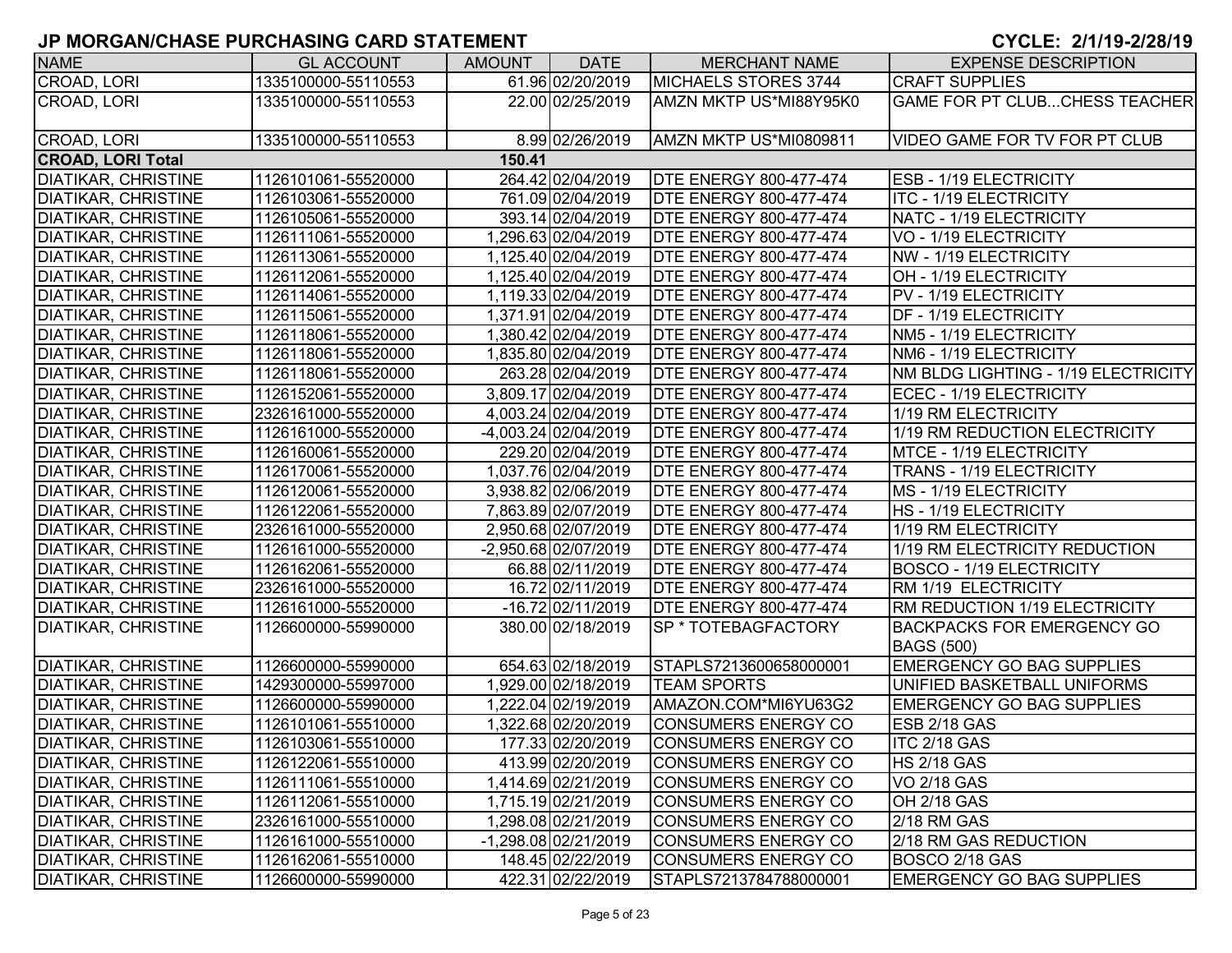# JP MORGAN/CHASE PURCHASING CARD STATEMENT

CYCLE: 2/1/19-2/28/19

| NAME | GL ACCOUNT | AMOUNT | DATE | MERCHANT NAME | EXPENSE DESCRIPTION |
|---|---|---|---|---|---|
| CROAD, LORI | 1335100000-55110553 | 61.96 | 02/20/2019 | MICHAELS STORES 3744 | CRAFT SUPPLIES |
| CROAD, LORI | 1335100000-55110553 | 22.00 | 02/25/2019 | AMZN MKTP US*MI88Y95K0 | GAME FOR PT CLUB...CHESS TEACHER |
| CROAD, LORI | 1335100000-55110553 | 8.99 | 02/26/2019 | AMZN MKTP US*MI0809811 | VIDEO GAME FOR TV FOR PT CLUB |
| **CROAD, LORI Total** | | **150.41** | | | |
| DIATIKAR, CHRISTINE | 1126101061-55520000 | 264.42 | 02/04/2019 | DTE ENERGY 800-477-474 | ESB - 1/19 ELECTRICITY |
| DIATIKAR, CHRISTINE | 1126103061-55520000 | 761.09 | 02/04/2019 | DTE ENERGY 800-477-474 | ITC - 1/19 ELECTRICITY |
| DIATIKAR, CHRISTINE | 1126105061-55520000 | 393.14 | 02/04/2019 | DTE ENERGY 800-477-474 | NATC - 1/19 ELECTRICITY |
| DIATIKAR, CHRISTINE | 1126111061-55520000 | 1,296.63 | 02/04/2019 | DTE ENERGY 800-477-474 | VO - 1/19 ELECTRICITY |
| DIATIKAR, CHRISTINE | 1126113061-55520000 | 1,125.40 | 02/04/2019 | DTE ENERGY 800-477-474 | NW - 1/19 ELECTRICITY |
| DIATIKAR, CHRISTINE | 1126112061-55520000 | 1,125.40 | 02/04/2019 | DTE ENERGY 800-477-474 | OH - 1/19 ELECTRICITY |
| DIATIKAR, CHRISTINE | 1126114061-55520000 | 1,119.33 | 02/04/2019 | DTE ENERGY 800-477-474 | PV - 1/19 ELECTRICITY |
| DIATIKAR, CHRISTINE | 1126115061-55520000 | 1,371.91 | 02/04/2019 | DTE ENERGY 800-477-474 | DF - 1/19 ELECTRICITY |
| DIATIKAR, CHRISTINE | 1126118061-55520000 | 1,380.42 | 02/04/2019 | DTE ENERGY 800-477-474 | NM5 - 1/19 ELECTRICITY |
| DIATIKAR, CHRISTINE | 1126118061-55520000 | 1,835.80 | 02/04/2019 | DTE ENERGY 800-477-474 | NM6 - 1/19 ELECTRICITY |
| DIATIKAR, CHRISTINE | 1126118061-55520000 | 263.28 | 02/04/2019 | DTE ENERGY 800-477-474 | NM BLDG LIGHTING - 1/19 ELECTRICITY |
| DIATIKAR, CHRISTINE | 1126152061-55520000 | 3,809.17 | 02/04/2019 | DTE ENERGY 800-477-474 | ECEC - 1/19 ELECTRICITY |
| DIATIKAR, CHRISTINE | 2326161000-55520000 | 4,003.24 | 02/04/2019 | DTE ENERGY 800-477-474 | 1/19 RM ELECTRICITY |
| DIATIKAR, CHRISTINE | 1126161000-55520000 | -4,003.24 | 02/04/2019 | DTE ENERGY 800-477-474 | 1/19 RM REDUCTION ELECTRICITY |
| DIATIKAR, CHRISTINE | 1126160061-55520000 | 229.20 | 02/04/2019 | DTE ENERGY 800-477-474 | MTCE - 1/19 ELECTRICITY |
| DIATIKAR, CHRISTINE | 1126170061-55520000 | 1,037.76 | 02/04/2019 | DTE ENERGY 800-477-474 | TRANS - 1/19 ELECTRICITY |
| DIATIKAR, CHRISTINE | 1126120061-55520000 | 3,938.82 | 02/06/2019 | DTE ENERGY 800-477-474 | MS - 1/19 ELECTRICITY |
| DIATIKAR, CHRISTINE | 1126122061-55520000 | 7,863.89 | 02/07/2019 | DTE ENERGY 800-477-474 | HS - 1/19 ELECTRICITY |
| DIATIKAR, CHRISTINE | 2326161000-55520000 | 2,950.68 | 02/07/2019 | DTE ENERGY 800-477-474 | 1/19 RM ELECTRICITY |
| DIATIKAR, CHRISTINE | 1126161000-55520000 | -2,950.68 | 02/07/2019 | DTE ENERGY 800-477-474 | 1/19 RM ELECTRICITY REDUCTION |
| DIATIKAR, CHRISTINE | 1126162061-55520000 | 66.88 | 02/11/2019 | DTE ENERGY 800-477-474 | BOSCO - 1/19 ELECTRICITY |
| DIATIKAR, CHRISTINE | 2326161000-55520000 | 16.72 | 02/11/2019 | DTE ENERGY 800-477-474 | RM 1/19 ELECTRICITY |
| DIATIKAR, CHRISTINE | 1126161000-55520000 | -16.72 | 02/11/2019 | DTE ENERGY 800-477-474 | RM REDUCTION 1/19 ELECTRICITY |
| DIATIKAR, CHRISTINE | 1126600000-55990000 | 380.00 | 02/18/2019 | SP * TOTEBAGFACTORY | BACKPACKS FOR EMERGENCY GO BAGS (500) |
| DIATIKAR, CHRISTINE | 1126600000-55990000 | 654.63 | 02/18/2019 | STAPLS7213600658000001 | EMERGENCY GO BAG SUPPLIES |
| DIATIKAR, CHRISTINE | 1429300000-55997000 | 1,929.00 | 02/18/2019 | TEAM SPORTS | UNIFIED BASKETBALL UNIFORMS |
| DIATIKAR, CHRISTINE | 1126600000-55990000 | 1,222.04 | 02/19/2019 | AMAZON.COM*MI6YU63G2 | EMERGENCY GO BAG SUPPLIES |
| DIATIKAR, CHRISTINE | 1126101061-55510000 | 1,322.68 | 02/20/2019 | CONSUMERS ENERGY CO | ESB 2/18 GAS |
| DIATIKAR, CHRISTINE | 1126103061-55510000 | 177.33 | 02/20/2019 | CONSUMERS ENERGY CO | ITC 2/18 GAS |
| DIATIKAR, CHRISTINE | 1126122061-55510000 | 413.99 | 02/20/2019 | CONSUMERS ENERGY CO | HS 2/18 GAS |
| DIATIKAR, CHRISTINE | 1126111061-55510000 | 1,414.69 | 02/21/2019 | CONSUMERS ENERGY CO | VO 2/18 GAS |
| DIATIKAR, CHRISTINE | 1126112061-55510000 | 1,715.19 | 02/21/2019 | CONSUMERS ENERGY CO | OH 2/18 GAS |
| DIATIKAR, CHRISTINE | 2326161000-55510000 | 1,298.08 | 02/21/2019 | CONSUMERS ENERGY CO | 2/18 RM GAS |
| DIATIKAR, CHRISTINE | 1126161000-55510000 | -1,298.08 | 02/21/2019 | CONSUMERS ENERGY CO | 2/18 RM GAS REDUCTION |
| DIATIKAR, CHRISTINE | 1126162061-55510000 | 148.45 | 02/22/2019 | CONSUMERS ENERGY CO | BOSCO 2/18 GAS |
| DIATIKAR, CHRISTINE | 1126600000-55990000 | 422.31 | 02/22/2019 | STAPLS7213784788000001 | EMERGENCY GO BAG SUPPLIES |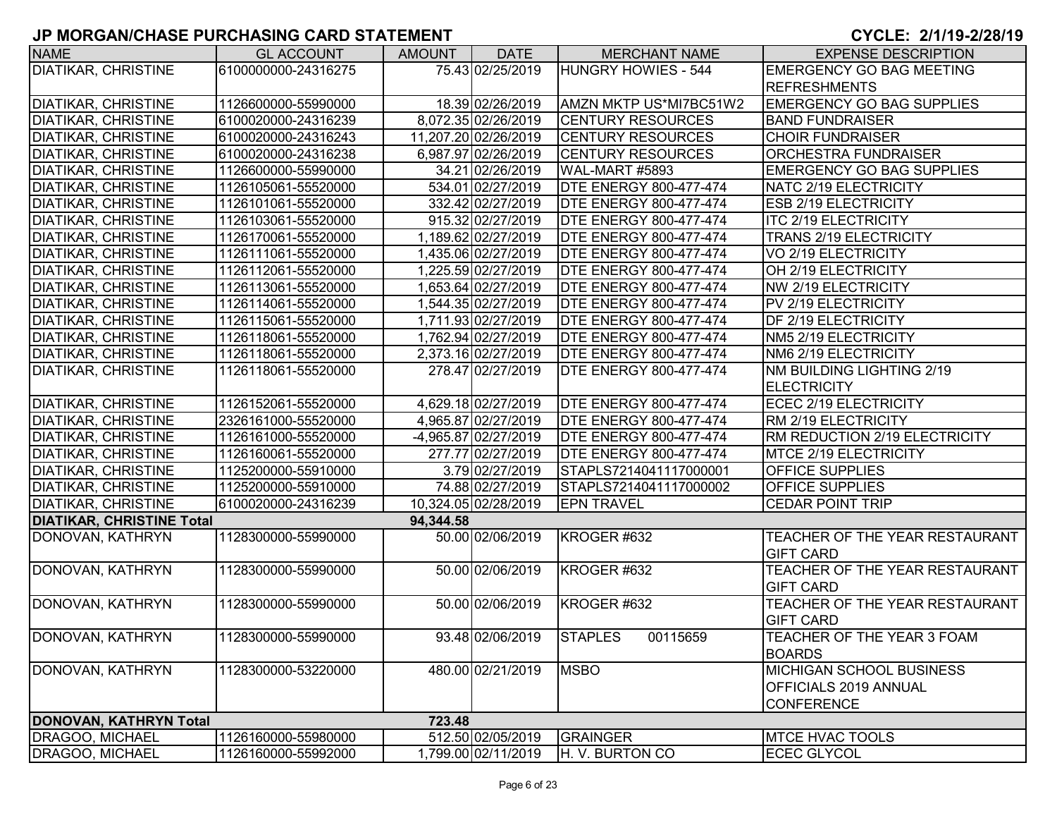## JP MORGAN/CHASE PURCHASING CARD STATEMENT

**CYCLE: 2/1/19-2/28/19**

| NAME | GL ACCOUNT | AMOUNT | DATE | MERCHANT NAME | EXPENSE DESCRIPTION |
|---|---|---|---|---|---|
| DIATIKAR, CHRISTINE | 6100000000-24316275 | 75.43 | 02/25/2019 | HUNGRY HOWIES - 544 | EMERGENCY GO BAG MEETING REFRESHMENTS |
| DIATIKAR, CHRISTINE | 1126600000-55990000 | 18.39 | 02/26/2019 | AMZN MKTP US*MI7BC51W2 | EMERGENCY GO BAG SUPPLIES |
| DIATIKAR, CHRISTINE | 6100020000-24316239 | 8,072.35 | 02/26/2019 | CENTURY RESOURCES | BAND FUNDRAISER |
| DIATIKAR, CHRISTINE | 6100020000-24316243 | 11,207.20 | 02/26/2019 | CENTURY RESOURCES | CHOIR FUNDRAISER |
| DIATIKAR, CHRISTINE | 6100020000-24316238 | 6,987.97 | 02/26/2019 | CENTURY RESOURCES | ORCHESTRA FUNDRAISER |
| DIATIKAR, CHRISTINE | 1126600000-55990000 | 34.21 | 02/26/2019 | WAL-MART #5893 | EMERGENCY GO BAG SUPPLIES |
| DIATIKAR, CHRISTINE | 1126105061-55520000 | 534.01 | 02/27/2019 | DTE ENERGY 800-477-474 | NATC 2/19 ELECTRICITY |
| DIATIKAR, CHRISTINE | 1126101061-55520000 | 332.42 | 02/27/2019 | DTE ENERGY 800-477-474 | ESB 2/19 ELECTRICITY |
| DIATIKAR, CHRISTINE | 1126103061-55520000 | 915.32 | 02/27/2019 | DTE ENERGY 800-477-474 | ITC 2/19 ELECTRICITY |
| DIATIKAR, CHRISTINE | 1126170061-55520000 | 1,189.62 | 02/27/2019 | DTE ENERGY 800-477-474 | TRANS 2/19 ELECTRICITY |
| DIATIKAR, CHRISTINE | 1126111061-55520000 | 1,435.06 | 02/27/2019 | DTE ENERGY 800-477-474 | VO 2/19 ELECTRICITY |
| DIATIKAR, CHRISTINE | 1126112061-55520000 | 1,225.59 | 02/27/2019 | DTE ENERGY 800-477-474 | OH 2/19 ELECTRICITY |
| DIATIKAR, CHRISTINE | 1126113061-55520000 | 1,653.64 | 02/27/2019 | DTE ENERGY 800-477-474 | NW 2/19 ELECTRICITY |
| DIATIKAR, CHRISTINE | 1126114061-55520000 | 1,544.35 | 02/27/2019 | DTE ENERGY 800-477-474 | PV 2/19 ELECTRICITY |
| DIATIKAR, CHRISTINE | 1126115061-55520000 | 1,711.93 | 02/27/2019 | DTE ENERGY 800-477-474 | DF 2/19 ELECTRICITY |
| DIATIKAR, CHRISTINE | 1126118061-55520000 | 1,762.94 | 02/27/2019 | DTE ENERGY 800-477-474 | NM5 2/19 ELECTRICITY |
| DIATIKAR, CHRISTINE | 1126118061-55520000 | 2,373.16 | 02/27/2019 | DTE ENERGY 800-477-474 | NM6 2/19 ELECTRICITY |
| DIATIKAR, CHRISTINE | 1126118061-55520000 | 278.47 | 02/27/2019 | DTE ENERGY 800-477-474 | NM BUILDING LIGHTING 2/19 ELECTRICITY |
| DIATIKAR, CHRISTINE | 1126152061-55520000 | 4,629.18 | 02/27/2019 | DTE ENERGY 800-477-474 | ECEC 2/19 ELECTRICITY |
| DIATIKAR, CHRISTINE | 2326161000-55520000 | 4,965.87 | 02/27/2019 | DTE ENERGY 800-477-474 | RM 2/19 ELECTRICITY |
| DIATIKAR, CHRISTINE | 1126161000-55520000 | -4,965.87 | 02/27/2019 | DTE ENERGY 800-477-474 | RM REDUCTION 2/19 ELECTRICITY |
| DIATIKAR, CHRISTINE | 1126160061-55520000 | 277.77 | 02/27/2019 | DTE ENERGY 800-477-474 | MTCE 2/19 ELECTRICITY |
| DIATIKAR, CHRISTINE | 1125200000-55910000 | 3.79 | 02/27/2019 | STAPLS7214041117000001 | OFFICE SUPPLIES |
| DIATIKAR, CHRISTINE | 1125200000-55910000 | 74.88 | 02/27/2019 | STAPLS7214041117000002 | OFFICE SUPPLIES |
| DIATIKAR, CHRISTINE | 6100020000-24316239 | 10,324.05 | 02/28/2019 | EPN TRAVEL | CEDAR POINT TRIP |
| **DIATIKAR, CHRISTINE Total** | | **94,344.58** | | | |
| DONOVAN, KATHRYN | 1128300000-55990000 | 50.00 | 02/06/2019 | KROGER #632 | TEACHER OF THE YEAR RESTAURANT GIFT CARD |
| DONOVAN, KATHRYN | 1128300000-55990000 | 50.00 | 02/06/2019 | KROGER #632 | TEACHER OF THE YEAR RESTAURANT GIFT CARD |
| DONOVAN, KATHRYN | 1128300000-55990000 | 50.00 | 02/06/2019 | KROGER #632 | TEACHER OF THE YEAR RESTAURANT GIFT CARD |
| DONOVAN, KATHRYN | 1128300000-55990000 | 93.48 | 02/06/2019 | STAPLES 00115659 | TEACHER OF THE YEAR 3 FOAM BOARDS |
| DONOVAN, KATHRYN | 1128300000-53220000 | 480.00 | 02/21/2019 | MSBO | MICHIGAN SCHOOL BUSINESS OFFICIALS 2019 ANNUAL CONFERENCE |
| **DONOVAN, KATHRYN Total** | | **723.48** | | | |
| DRAGOO, MICHAEL | 1126160000-55980000 | 512.50 | 02/05/2019 | GRAINGER | MTCE HVAC TOOLS |
| DRAGOO, MICHAEL | 1126160000-55992000 | 1,799.00 | 02/11/2019 | H. V. BURTON CO | ECEC GLYCOL |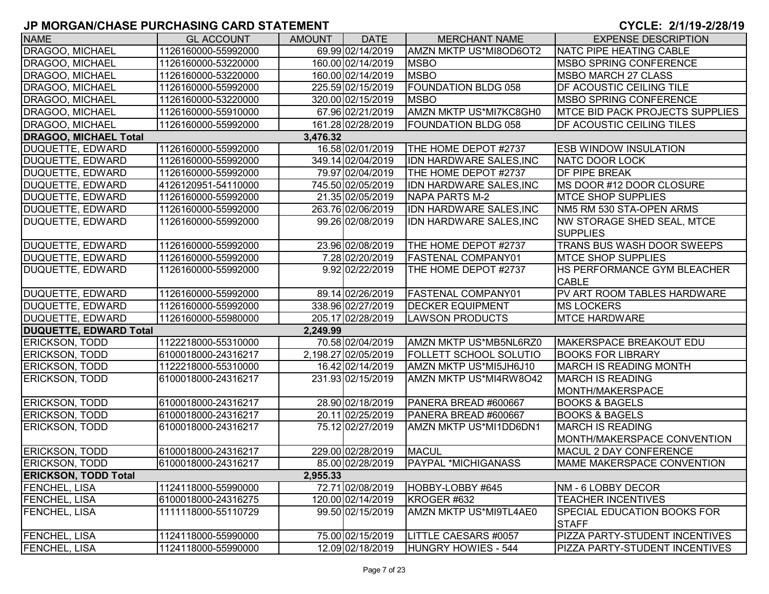## JP MORGAN/CHASE PURCHASING CARD STATEMENT

**CYCLE: 2/1/19-2/28/19**

| NAME | GL ACCOUNT | AMOUNT | DATE | MERCHANT NAME | EXPENSE DESCRIPTION |
|---|---|---|---|---|---|
| DRAGOO, MICHAEL | 1126160000-55992000 | 69.99 | 02/14/2019 | AMZN MKTP US*MI8OD6OT2 | NATC PIPE HEATING CABLE |
| DRAGOO, MICHAEL | 1126160000-53220000 | 160.00 | 02/14/2019 | MSBO | MSBO SPRING CONFERENCE |
| DRAGOO, MICHAEL | 1126160000-53220000 | 160.00 | 02/14/2019 | MSBO | MSBO MARCH 27 CLASS |
| DRAGOO, MICHAEL | 1126160000-55992000 | 225.59 | 02/15/2019 | FOUNDATION BLDG 058 | DF ACOUSTIC CEILING TILE |
| DRAGOO, MICHAEL | 1126160000-53220000 | 320.00 | 02/15/2019 | MSBO | MSBO SPRING CONFERENCE |
| DRAGOO, MICHAEL | 1126160000-55910000 | 67.96 | 02/21/2019 | AMZN MKTP US*MI7KC8GH0 | MTCE BID PACK PROJECTS SUPPLIES |
| DRAGOO, MICHAEL | 1126160000-55992000 | 161.28 | 02/28/2019 | FOUNDATION BLDG 058 | DF ACOUSTIC CEILING TILES |
| **DRAGOO, MICHAEL Total** | | **3,476.32** | | | |
| DUQUETTE, EDWARD | 1126160000-55992000 | 16.58 | 02/01/2019 | THE HOME DEPOT #2737 | ESB WINDOW INSULATION |
| DUQUETTE, EDWARD | 1126160000-55992000 | 349.14 | 02/04/2019 | IDN HARDWARE SALES,INC | NATC DOOR LOCK |
| DUQUETTE, EDWARD | 1126160000-55992000 | 79.97 | 02/04/2019 | THE HOME DEPOT #2737 | DF PIPE BREAK |
| DUQUETTE, EDWARD | 4126120951-54110000 | 745.50 | 02/05/2019 | IDN HARDWARE SALES,INC | MS DOOR #12 DOOR CLOSURE |
| DUQUETTE, EDWARD | 1126160000-55992000 | 21.35 | 02/05/2019 | NAPA PARTS M-2 | MTCE SHOP SUPPLIES |
| DUQUETTE, EDWARD | 1126160000-55992000 | 263.76 | 02/06/2019 | IDN HARDWARE SALES,INC | NM5 RM 530 STA-OPEN ARMS |
| DUQUETTE, EDWARD | 1126160000-55992000 | 99.26 | 02/08/2019 | IDN HARDWARE SALES,INC | NW STORAGE SHED SEAL, MTCE SUPPLIES |
| DUQUETTE, EDWARD | 1126160000-55992000 | 23.96 | 02/08/2019 | THE HOME DEPOT #2737 | TRANS BUS WASH DOOR SWEEPS |
| DUQUETTE, EDWARD | 1126160000-55992000 | 7.28 | 02/20/2019 | FASTENAL COMPANY01 | MTCE SHOP SUPPLIES |
| DUQUETTE, EDWARD | 1126160000-55992000 | 9.92 | 02/22/2019 | THE HOME DEPOT #2737 | HS PERFORMANCE GYM BLEACHER CABLE |
| DUQUETTE, EDWARD | 1126160000-55992000 | 89.14 | 02/26/2019 | FASTENAL COMPANY01 | PV ART ROOM TABLES HARDWARE |
| DUQUETTE, EDWARD | 1126160000-55992000 | 338.96 | 02/27/2019 | DECKER EQUIPMENT | MS LOCKERS |
| DUQUETTE, EDWARD | 1126160000-55980000 | 205.17 | 02/28/2019 | LAWSON PRODUCTS | MTCE HARDWARE |
| **DUQUETTE, EDWARD Total** | | **2,249.99** | | | |
| ERICKSON, TODD | 1122218000-55310000 | 70.58 | 02/04/2019 | AMZN MKTP US*MB5NL6RZ0 | MAKERSPACE BREAKOUT EDU |
| ERICKSON, TODD | 6100018000-24316217 | 2,198.27 | 02/05/2019 | FOLLETT SCHOOL SOLUTIO | BOOKS FOR LIBRARY |
| ERICKSON, TODD | 1122218000-55310000 | 16.42 | 02/14/2019 | AMZN MKTP US*MI5JH6J10 | MARCH IS READING MONTH |
| ERICKSON, TODD | 6100018000-24316217 | 231.93 | 02/15/2019 | AMZN MKTP US*MI4RW8O42 | MARCH IS READING MONTH/MAKERSPACE |
| ERICKSON, TODD | 6100018000-24316217 | 28.90 | 02/18/2019 | PANERA BREAD #600667 | BOOKS & BAGELS |
| ERICKSON, TODD | 6100018000-24316217 | 20.11 | 02/25/2019 | PANERA BREAD #600667 | BOOKS & BAGELS |
| ERICKSON, TODD | 6100018000-24316217 | 75.12 | 02/27/2019 | AMZN MKTP US*MI1DD6DN1 | MARCH IS READING MONTH/MAKERSPACE CONVENTION |
| ERICKSON, TODD | 6100018000-24316217 | 229.00 | 02/28/2019 | MACUL | MACUL 2 DAY CONFERENCE |
| ERICKSON, TODD | 6100018000-24316217 | 85.00 | 02/28/2019 | PAYPAL *MICHIGANASS | MAME MAKERSPACE CONVENTION |
| **ERICKSON, TODD Total** | | **2,955.33** | | | |
| FENCHEL, LISA | 1124118000-55990000 | 72.71 | 02/08/2019 | HOBBY-LOBBY #645 | NM - 6 LOBBY DECOR |
| FENCHEL, LISA | 6100018000-24316275 | 120.00 | 02/14/2019 | KROGER #632 | TEACHER INCENTIVES |
| FENCHEL, LISA | 1111118000-55110729 | 99.50 | 02/15/2019 | AMZN MKTP US*MI9TL4AE0 | SPECIAL EDUCATION BOOKS FOR STAFF |
| FENCHEL, LISA | 1124118000-55990000 | 75.00 | 02/15/2019 | LITTLE CAESARS #0057 | PIZZA PARTY-STUDENT INCENTIVES |
| FENCHEL, LISA | 1124118000-55990000 | 12.09 | 02/18/2019 | HUNGRY HOWIES - 544 | PIZZA PARTY-STUDENT INCENTIVES |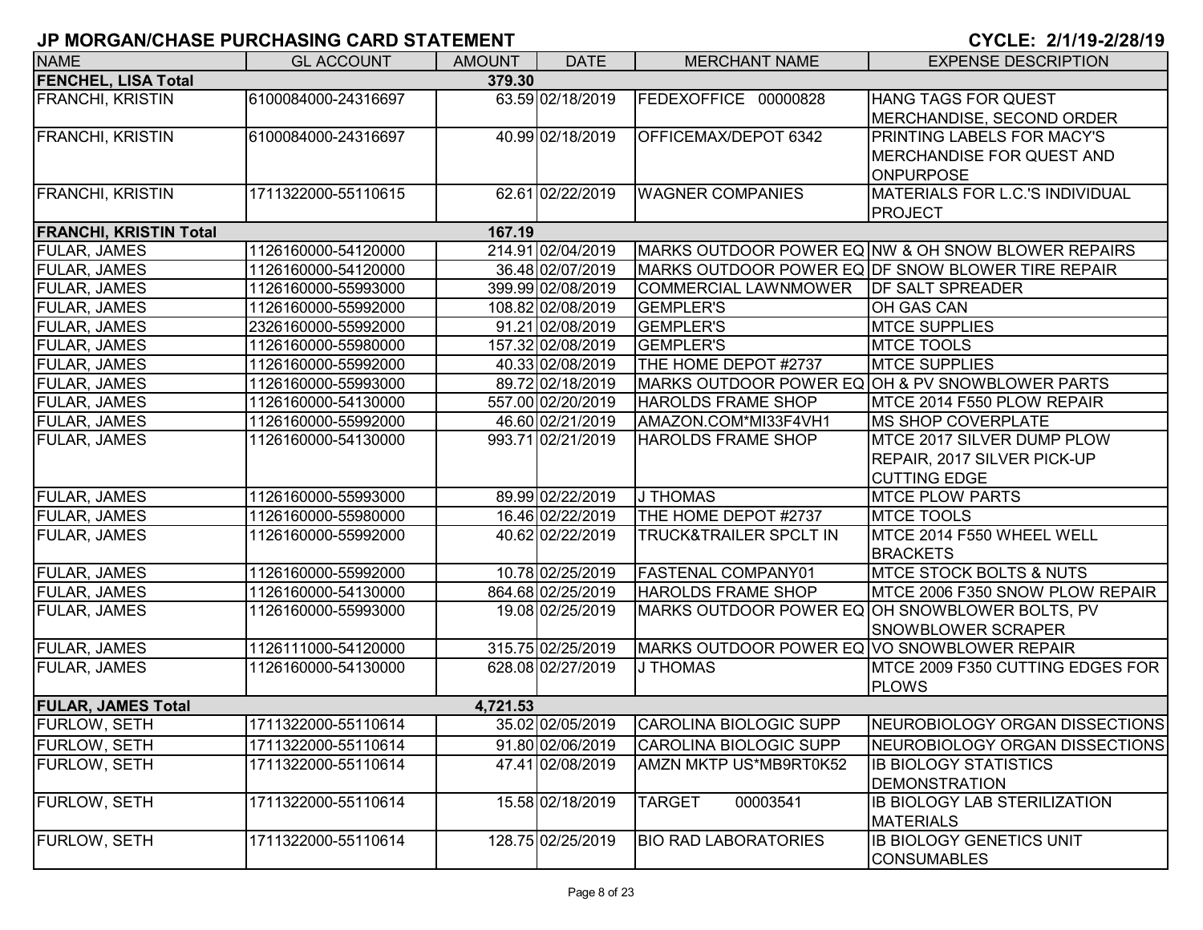## JP MORGAN/CHASE PURCHASING CARD STATEMENT

**CYCLE: 2/1/19-2/28/19**

| NAME | GL ACCOUNT | AMOUNT | DATE | MERCHANT NAME | EXPENSE DESCRIPTION |
|---|---|---|---|---|---|
| **FENCHEL, LISA Total** | | **379.30** | | | |
| FRANCHI, KRISTIN | 6100084000-24316697 | 63.59 | 02/18/2019 | FEDEXOFFICE 00000828 | HANG TAGS FOR QUEST MERCHANDISE, SECOND ORDER |
| FRANCHI, KRISTIN | 6100084000-24316697 | 40.99 | 02/18/2019 | OFFICEMAX/DEPOT 6342 | PRINTING LABELS FOR MACY'S MERCHANDISE FOR QUEST AND ONPURPOSE |
| FRANCHI, KRISTIN | 1711322000-55110615 | 62.61 | 02/22/2019 | WAGNER COMPANIES | MATERIALS FOR L.C.'S INDIVIDUAL PROJECT |
| **FRANCHI, KRISTIN Total** | | **167.19** | | | |
| FULAR, JAMES | 1126160000-54120000 | 214.91 | 02/04/2019 | MARKS OUTDOOR POWER EQ | NW & OH SNOW BLOWER REPAIRS |
| FULAR, JAMES | 1126160000-54120000 | 36.48 | 02/07/2019 | MARKS OUTDOOR POWER EQ | DF SNOW BLOWER TIRE REPAIR |
| FULAR, JAMES | 1126160000-55993000 | 399.99 | 02/08/2019 | COMMERCIAL LAWNMOWER | DF SALT SPREADER |
| FULAR, JAMES | 1126160000-55992000 | 108.82 | 02/08/2019 | GEMPLER'S | OH GAS CAN |
| FULAR, JAMES | 2326160000-55992000 | 91.21 | 02/08/2019 | GEMPLER'S | MTCE SUPPLIES |
| FULAR, JAMES | 1126160000-55980000 | 157.32 | 02/08/2019 | GEMPLER'S | MTCE TOOLS |
| FULAR, JAMES | 1126160000-55992000 | 40.33 | 02/08/2019 | THE HOME DEPOT #2737 | MTCE SUPPLIES |
| FULAR, JAMES | 1126160000-55993000 | 89.72 | 02/18/2019 | MARKS OUTDOOR POWER EQ | OH & PV SNOWBLOWER PARTS |
| FULAR, JAMES | 1126160000-54130000 | 557.00 | 02/20/2019 | HAROLDS FRAME SHOP | MTCE 2014 F550 PLOW REPAIR |
| FULAR, JAMES | 1126160000-55992000 | 46.60 | 02/21/2019 | AMAZON.COM*MI33F4VH1 | MS SHOP COVERPLATE |
| FULAR, JAMES | 1126160000-54130000 | 993.71 | 02/21/2019 | HAROLDS FRAME SHOP | MTCE 2017 SILVER DUMP PLOW REPAIR, 2017 SILVER PICK-UP CUTTING EDGE |
| FULAR, JAMES | 1126160000-55993000 | 89.99 | 02/22/2019 | J THOMAS | MTCE PLOW PARTS |
| FULAR, JAMES | 1126160000-55980000 | 16.46 | 02/22/2019 | THE HOME DEPOT #2737 | MTCE TOOLS |
| FULAR, JAMES | 1126160000-55992000 | 40.62 | 02/22/2019 | TRUCK&TRAILER SPCLT IN | MTCE 2014 F550 WHEEL WELL BRACKETS |
| FULAR, JAMES | 1126160000-55992000 | 10.78 | 02/25/2019 | FASTENAL COMPANY01 | MTCE STOCK BOLTS & NUTS |
| FULAR, JAMES | 1126160000-54130000 | 864.68 | 02/25/2019 | HAROLDS FRAME SHOP | MTCE 2006 F350 SNOW PLOW REPAIR |
| FULAR, JAMES | 1126160000-55993000 | 19.08 | 02/25/2019 | MARKS OUTDOOR POWER EQ | OH SNOWBLOWER BOLTS, PV SNOWBLOWER SCRAPER |
| FULAR, JAMES | 1126111000-54120000 | 315.75 | 02/25/2019 | MARKS OUTDOOR POWER EQ | VO SNOWBLOWER REPAIR |
| FULAR, JAMES | 1126160000-54130000 | 628.08 | 02/27/2019 | J THOMAS | MTCE 2009 F350 CUTTING EDGES FOR PLOWS |
| **FULAR, JAMES Total** | | **4,721.53** | | | |
| FURLOW, SETH | 1711322000-55110614 | 35.02 | 02/05/2019 | CAROLINA BIOLOGIC SUPP | NEUROBIOLOGY ORGAN DISSECTIONS |
| FURLOW, SETH | 1711322000-55110614 | 91.80 | 02/06/2019 | CAROLINA BIOLOGIC SUPP | NEUROBIOLOGY ORGAN DISSECTIONS |
| FURLOW, SETH | 1711322000-55110614 | 47.41 | 02/08/2019 | AMZN MKTP US*MB9RT0K52 | IB BIOLOGY STATISTICS DEMONSTRATION |
| FURLOW, SETH | 1711322000-55110614 | 15.58 | 02/18/2019 | TARGET 00003541 | IB BIOLOGY LAB STERILIZATION MATERIALS |
| FURLOW, SETH | 1711322000-55110614 | 128.75 | 02/25/2019 | BIO RAD LABORATORIES | IB BIOLOGY GENETICS UNIT CONSUMABLES |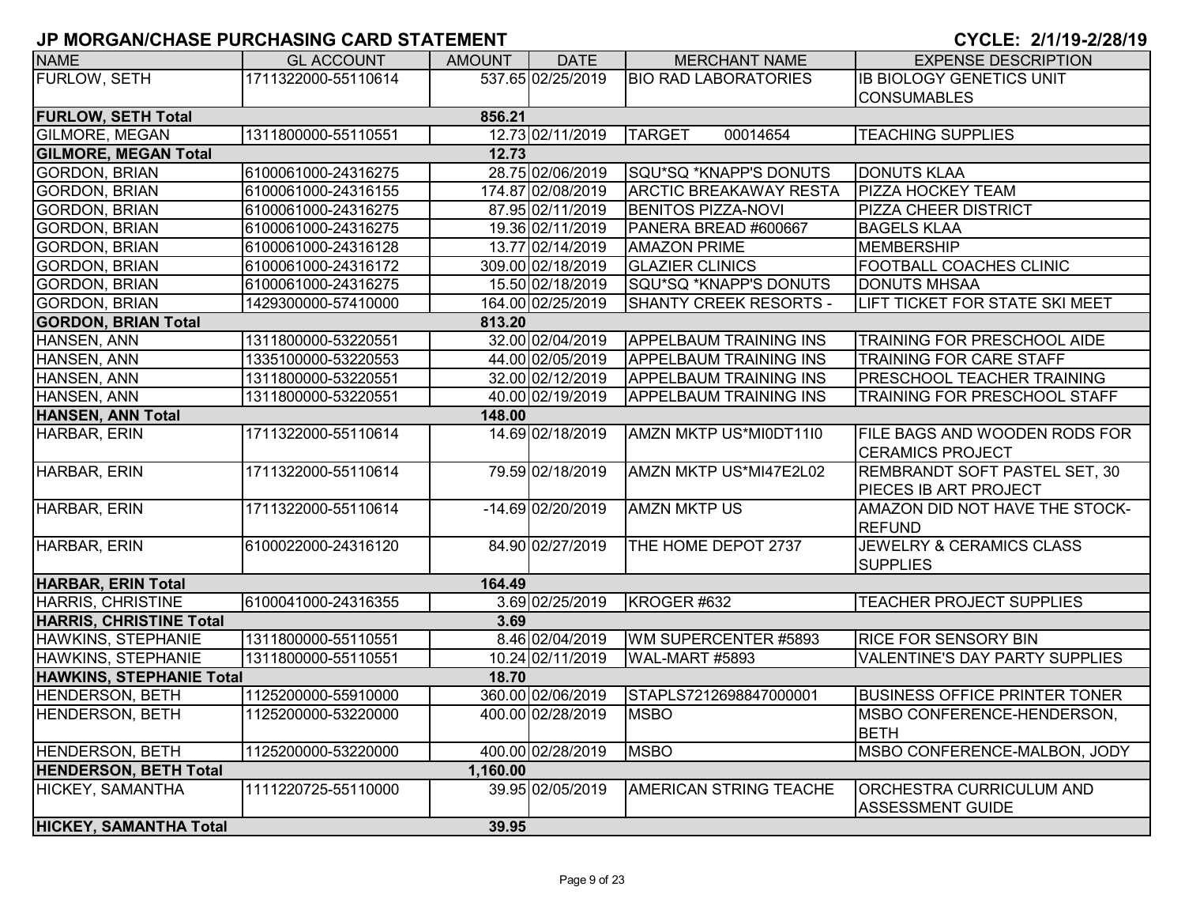## JP MORGAN/CHASE PURCHASING CARD STATEMENT

**CYCLE: 2/1/19-2/28/19**

| NAME | GL ACCOUNT | AMOUNT | DATE | MERCHANT NAME | EXPENSE DESCRIPTION |
|---|---|---|---|---|---|
| FURLOW, SETH | 1711322000-55110614 | 537.65 | 02/25/2019 | BIO RAD LABORATORIES | IB BIOLOGY GENETICS UNIT CONSUMABLES |
| **FURLOW, SETH Total** | | **856.21** | | | |
| GILMORE, MEGAN | 1311800000-55110551 | 12.73 | 02/11/2019 | TARGET 00014654 | TEACHING SUPPLIES |
| **GILMORE, MEGAN Total** | | **12.73** | | | |
| GORDON, BRIAN | 6100061000-24316275 | 28.75 | 02/06/2019 | SQU*SQ *KNAPP'S DONUTS | DONUTS KLAA |
| GORDON, BRIAN | 6100061000-24316155 | 174.87 | 02/08/2019 | ARCTIC BREAKAWAY RESTA | PIZZA HOCKEY TEAM |
| GORDON, BRIAN | 6100061000-24316275 | 87.95 | 02/11/2019 | BENITOS PIZZA-NOVI | PIZZA CHEER DISTRICT |
| GORDON, BRIAN | 6100061000-24316275 | 19.36 | 02/11/2019 | PANERA BREAD #600667 | BAGELS KLAA |
| GORDON, BRIAN | 6100061000-24316128 | 13.77 | 02/14/2019 | AMAZON PRIME | MEMBERSHIP |
| GORDON, BRIAN | 6100061000-24316172 | 309.00 | 02/18/2019 | GLAZIER CLINICS | FOOTBALL COACHES CLINIC |
| GORDON, BRIAN | 6100061000-24316275 | 15.50 | 02/18/2019 | SQU*SQ *KNAPP'S DONUTS | DONUTS MHSAA |
| GORDON, BRIAN | 1429300000-57410000 | 164.00 | 02/25/2019 | SHANTY CREEK RESORTS - | LIFT TICKET FOR STATE SKI MEET |
| **GORDON, BRIAN Total** | | **813.20** | | | |
| HANSEN, ANN | 1311800000-53220551 | 32.00 | 02/04/2019 | APPELBAUM TRAINING INS | TRAINING FOR PRESCHOOL AIDE |
| HANSEN, ANN | 1335100000-53220553 | 44.00 | 02/05/2019 | APPELBAUM TRAINING INS | TRAINING FOR CARE STAFF |
| HANSEN, ANN | 1311800000-53220551 | 32.00 | 02/12/2019 | APPELBAUM TRAINING INS | PRESCHOOL TEACHER TRAINING |
| HANSEN, ANN | 1311800000-53220551 | 40.00 | 02/19/2019 | APPELBAUM TRAINING INS | TRAINING FOR PRESCHOOL STAFF |
| **HANSEN, ANN Total** | | **148.00** | | | |
| HARBAR, ERIN | 1711322000-55110614 | 14.69 | 02/18/2019 | AMZN MKTP US*MI0DT11I0 | FILE BAGS AND WOODEN RODS FOR CERAMICS PROJECT |
| HARBAR, ERIN | 1711322000-55110614 | 79.59 | 02/18/2019 | AMZN MKTP US*MI47E2L02 | REMBRANDT SOFT PASTEL SET, 30 PIECES IB ART PROJECT |
| HARBAR, ERIN | 1711322000-55110614 | -14.69 | 02/20/2019 | AMZN MKTP US | AMAZON DID NOT HAVE THE STOCK-REFUND |
| HARBAR, ERIN | 6100022000-24316120 | 84.90 | 02/27/2019 | THE HOME DEPOT 2737 | JEWELRY & CERAMICS CLASS SUPPLIES |
| **HARBAR, ERIN Total** | | **164.49** | | | |
| HARRIS, CHRISTINE | 6100041000-24316355 | 3.69 | 02/25/2019 | KROGER #632 | TEACHER PROJECT SUPPLIES |
| **HARRIS, CHRISTINE Total** | | **3.69** | | | |
| HAWKINS, STEPHANIE | 1311800000-55110551 | 8.46 | 02/04/2019 | WM SUPERCENTER #5893 | RICE FOR SENSORY BIN |
| HAWKINS, STEPHANIE | 1311800000-55110551 | 10.24 | 02/11/2019 | WAL-MART #5893 | VALENTINE'S DAY PARTY SUPPLIES |
| **HAWKINS, STEPHANIE Total** | | **18.70** | | | |
| HENDERSON, BETH | 1125200000-55910000 | 360.00 | 02/06/2019 | STAPLS7212698847000001 | BUSINESS OFFICE PRINTER TONER |
| HENDERSON, BETH | 1125200000-53220000 | 400.00 | 02/28/2019 | MSBO | MSBO CONFERENCE-HENDERSON, BETH |
| HENDERSON, BETH | 1125200000-53220000 | 400.00 | 02/28/2019 | MSBO | MSBO CONFERENCE-MALBON, JODY |
| **HENDERSON, BETH Total** | | **1,160.00** | | | |
| HICKEY, SAMANTHA | 1111220725-55110000 | 39.95 | 02/05/2019 | AMERICAN STRING TEACHE | ORCHESTRA CURRICULUM AND ASSESSMENT GUIDE |
| **HICKEY, SAMANTHA Total** | | **39.95** | | | |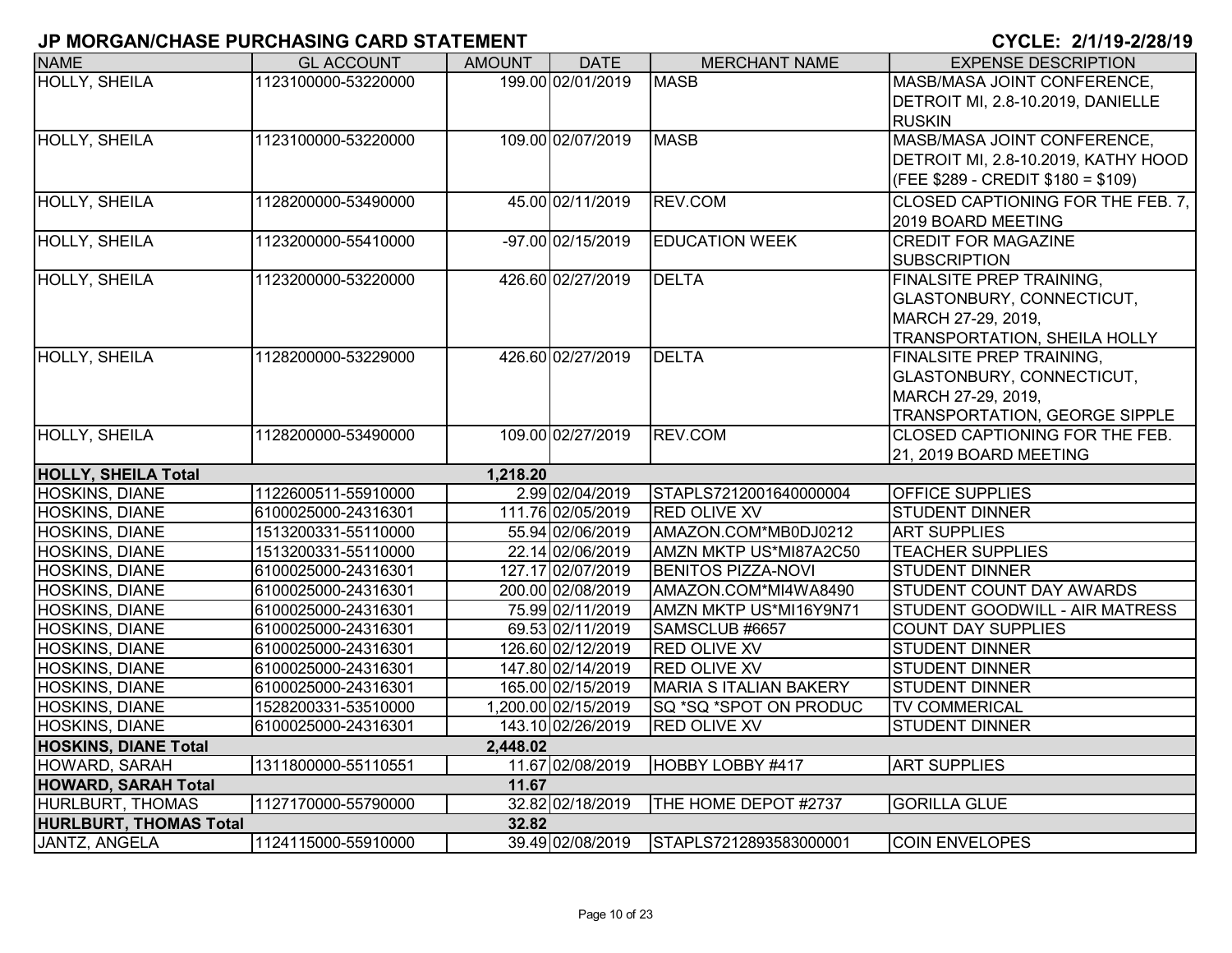# JP MORGAN/CHASE PURCHASING CARD STATEMENT

**CYCLE: 2/1/19-2/28/19**

| NAME | GL ACCOUNT | AMOUNT | DATE | MERCHANT NAME | EXPENSE DESCRIPTION |
|---|---|---|---|---|---|
| HOLLY, SHEILA | 1123100000-53220000 | 199.00 | 02/01/2019 | MASB | MASB/MASA JOINT CONFERENCE, DETROIT MI, 2.8-10.2019, DANIELLE RUSKIN |
| HOLLY, SHEILA | 1123100000-53220000 | 109.00 | 02/07/2019 | MASB | MASB/MASA JOINT CONFERENCE, DETROIT MI, 2.8-10.2019, KATHY HOOD (FEE $289 - CREDIT $180 = $109) |
| HOLLY, SHEILA | 1128200000-53490000 | 45.00 | 02/11/2019 | REV.COM | CLOSED CAPTIONING FOR THE FEB. 7, 2019 BOARD MEETING |
| HOLLY, SHEILA | 1123200000-55410000 | -97.00 | 02/15/2019 | EDUCATION WEEK | CREDIT FOR MAGAZINE SUBSCRIPTION |
| HOLLY, SHEILA | 1123200000-53220000 | 426.60 | 02/27/2019 | DELTA | FINALSITE PREP TRAINING, GLASTONBURY, CONNECTICUT, MARCH 27-29, 2019, TRANSPORTATION, SHEILA HOLLY |
| HOLLY, SHEILA | 1128200000-53229000 | 426.60 | 02/27/2019 | DELTA | FINALSITE PREP TRAINING, GLASTONBURY, CONNECTICUT, MARCH 27-29, 2019, TRANSPORTATION, GEORGE SIPPLE |
| HOLLY, SHEILA | 1128200000-53490000 | 109.00 | 02/27/2019 | REV.COM | CLOSED CAPTIONING FOR THE FEB. 21, 2019 BOARD MEETING |
| **HOLLY, SHEILA Total** | | **1,218.20** | | | |
| HOSKINS, DIANE | 1122600511-55910000 | 2.99 | 02/04/2019 | STAPLS7212001640000004 | OFFICE SUPPLIES |
| HOSKINS, DIANE | 6100025000-24316301 | 111.76 | 02/05/2019 | RED OLIVE XV | STUDENT DINNER |
| HOSKINS, DIANE | 1513200331-55110000 | 55.94 | 02/06/2019 | AMAZON.COM*MB0DJ0212 | ART SUPPLIES |
| HOSKINS, DIANE | 1513200331-55110000 | 22.14 | 02/06/2019 | AMZN MKTP US*MI87A2C50 | TEACHER SUPPLIES |
| HOSKINS, DIANE | 6100025000-24316301 | 127.17 | 02/07/2019 | BENITOS PIZZA-NOVI | STUDENT DINNER |
| HOSKINS, DIANE | 6100025000-24316301 | 200.00 | 02/08/2019 | AMAZON.COM*MI4WA8490 | STUDENT COUNT DAY AWARDS |
| HOSKINS, DIANE | 6100025000-24316301 | 75.99 | 02/11/2019 | AMZN MKTP US*MI16Y9N71 | STUDENT GOODWILL - AIR MATRESS |
| HOSKINS, DIANE | 6100025000-24316301 | 69.53 | 02/11/2019 | SAMSCLUB #6657 | COUNT DAY SUPPLIES |
| HOSKINS, DIANE | 6100025000-24316301 | 126.60 | 02/12/2019 | RED OLIVE XV | STUDENT DINNER |
| HOSKINS, DIANE | 6100025000-24316301 | 147.80 | 02/14/2019 | RED OLIVE XV | STUDENT DINNER |
| HOSKINS, DIANE | 6100025000-24316301 | 165.00 | 02/15/2019 | MARIA S ITALIAN BAKERY | STUDENT DINNER |
| HOSKINS, DIANE | 1528200331-53510000 | 1,200.00 | 02/15/2019 | SQ *SQ *SPOT ON PRODUC | TV COMMERICAL |
| HOSKINS, DIANE | 6100025000-24316301 | 143.10 | 02/26/2019 | RED OLIVE XV | STUDENT DINNER |
| **HOSKINS, DIANE Total** | | **2,448.02** | | | |
| HOWARD, SARAH | 1311800000-55110551 | 11.67 | 02/08/2019 | HOBBY LOBBY #417 | ART SUPPLIES |
| **HOWARD, SARAH Total** | | **11.67** | | | |
| HURLBURT, THOMAS | 1127170000-55790000 | 32.82 | 02/18/2019 | THE HOME DEPOT #2737 | GORILLA GLUE |
| **HURLBURT, THOMAS Total** | | **32.82** | | | |
| JANTZ, ANGELA | 1124115000-55910000 | 39.49 | 02/08/2019 | STAPLS7212893583000001 | COIN ENVELOPES |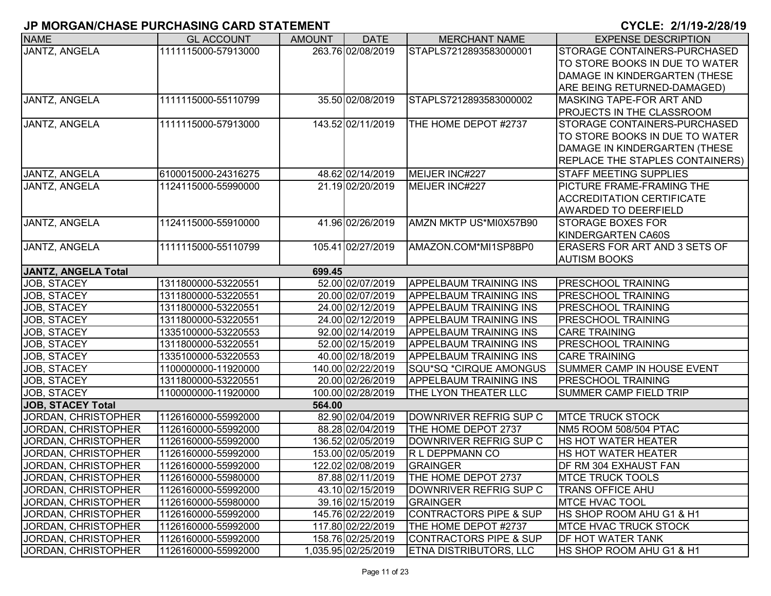## JP MORGAN/CHASE PURCHASING CARD STATEMENT

**CYCLE: 2/1/19-2/28/19**

| NAME | GL ACCOUNT | AMOUNT | DATE | MERCHANT NAME | EXPENSE DESCRIPTION |
|---|---|---|---|---|---|
| JANTZ, ANGELA | 1111115000-57913000 | 263.76 | 02/08/2019 | STAPLS7212893583000001 | STORAGE CONTAINERS-PURCHASED TO STORE BOOKS IN DUE TO WATER DAMAGE IN KINDERGARTEN (THESE ARE BEING RETURNED-DAMAGED) |
| JANTZ, ANGELA | 1111115000-55110799 | 35.50 | 02/08/2019 | STAPLS7212893583000002 | MASKING TAPE-FOR ART AND PROJECTS IN THE CLASSROOM |
| JANTZ, ANGELA | 1111115000-57913000 | 143.52 | 02/11/2019 | THE HOME DEPOT #2737 | STORAGE CONTAINERS-PURCHASED TO STORE BOOKS IN DUE TO WATER DAMAGE IN KINDERGARTEN (THESE REPLACE THE STAPLES CONTAINERS) |
| JANTZ, ANGELA | 6100015000-24316275 | 48.62 | 02/14/2019 | MEIJER INC#227 | STAFF MEETING SUPPLIES |
| JANTZ, ANGELA | 1124115000-55990000 | 21.19 | 02/20/2019 | MEIJER INC#227 | PICTURE FRAME-FRAMING THE ACCREDITATION CERTIFICATE AWARDED TO DEERFIELD |
| JANTZ, ANGELA | 1124115000-55910000 | 41.96 | 02/26/2019 | AMZN MKTP US*MI0X57B90 | STORAGE BOXES FOR KINDERGARTEN CA60S |
| JANTZ, ANGELA | 1111115000-55110799 | 105.41 | 02/27/2019 | AMAZON.COM*MI1SP8BP0 | ERASERS FOR ART AND 3 SETS OF AUTISM BOOKS |
| **JANTZ, ANGELA Total** | | **699.45** | | | |
| JOB, STACEY | 1311800000-53220551 | 52.00 | 02/07/2019 | APPELBAUM TRAINING INS | PRESCHOOL TRAINING |
| JOB, STACEY | 1311800000-53220551 | 20.00 | 02/07/2019 | APPELBAUM TRAINING INS | PRESCHOOL TRAINING |
| JOB, STACEY | 1311800000-53220551 | 24.00 | 02/12/2019 | APPELBAUM TRAINING INS | PRESCHOOL TRAINING |
| JOB, STACEY | 1311800000-53220551 | 24.00 | 02/12/2019 | APPELBAUM TRAINING INS | PRESCHOOL TRAINING |
| JOB, STACEY | 1335100000-53220553 | 92.00 | 02/14/2019 | APPELBAUM TRAINING INS | CARE TRAINING |
| JOB, STACEY | 1311800000-53220551 | 52.00 | 02/15/2019 | APPELBAUM TRAINING INS | PRESCHOOL TRAINING |
| JOB, STACEY | 1335100000-53220553 | 40.00 | 02/18/2019 | APPELBAUM TRAINING INS | CARE TRAINING |
| JOB, STACEY | 1100000000-11920000 | 140.00 | 02/22/2019 | SQU*SQ *CIRQUE AMONGUS | SUMMER CAMP IN HOUSE EVENT |
| JOB, STACEY | 1311800000-53220551 | 20.00 | 02/26/2019 | APPELBAUM TRAINING INS | PRESCHOOL TRAINING |
| JOB, STACEY | 1100000000-11920000 | 100.00 | 02/28/2019 | THE LYON THEATER LLC | SUMMER CAMP FIELD TRIP |
| **JOB, STACEY Total** | | **564.00** | | | |
| JORDAN, CHRISTOPHER | 1126160000-55992000 | 82.90 | 02/04/2019 | DOWNRIVER REFRIG SUP C | MTCE TRUCK STOCK |
| JORDAN, CHRISTOPHER | 1126160000-55992000 | 88.28 | 02/04/2019 | THE HOME DEPOT 2737 | NM5 ROOM 508/504 PTAC |
| JORDAN, CHRISTOPHER | 1126160000-55992000 | 136.52 | 02/05/2019 | DOWNRIVER REFRIG SUP C | HS HOT WATER HEATER |
| JORDAN, CHRISTOPHER | 1126160000-55992000 | 153.00 | 02/05/2019 | R L DEPPMANN CO | HS HOT WATER HEATER |
| JORDAN, CHRISTOPHER | 1126160000-55992000 | 122.02 | 02/08/2019 | GRAINGER | DF RM 304 EXHAUST FAN |
| JORDAN, CHRISTOPHER | 1126160000-55980000 | 87.88 | 02/11/2019 | THE HOME DEPOT 2737 | MTCE TRUCK TOOLS |
| JORDAN, CHRISTOPHER | 1126160000-55992000 | 43.10 | 02/15/2019 | DOWNRIVER REFRIG SUP C | TRANS OFFICE AHU |
| JORDAN, CHRISTOPHER | 1126160000-55980000 | 39.16 | 02/15/2019 | GRAINGER | MTCE HVAC TOOL |
| JORDAN, CHRISTOPHER | 1126160000-55992000 | 145.76 | 02/22/2019 | CONTRACTORS PIPE & SUP | HS SHOP ROOM AHU G1 & H1 |
| JORDAN, CHRISTOPHER | 1126160000-55992000 | 117.80 | 02/22/2019 | THE HOME DEPOT #2737 | MTCE HVAC TRUCK STOCK |
| JORDAN, CHRISTOPHER | 1126160000-55992000 | 158.76 | 02/25/2019 | CONTRACTORS PIPE & SUP | DF HOT WATER TANK |
| JORDAN, CHRISTOPHER | 1126160000-55992000 | 1,035.95 | 02/25/2019 | ETNA DISTRIBUTORS, LLC | HS SHOP ROOM AHU G1 & H1 |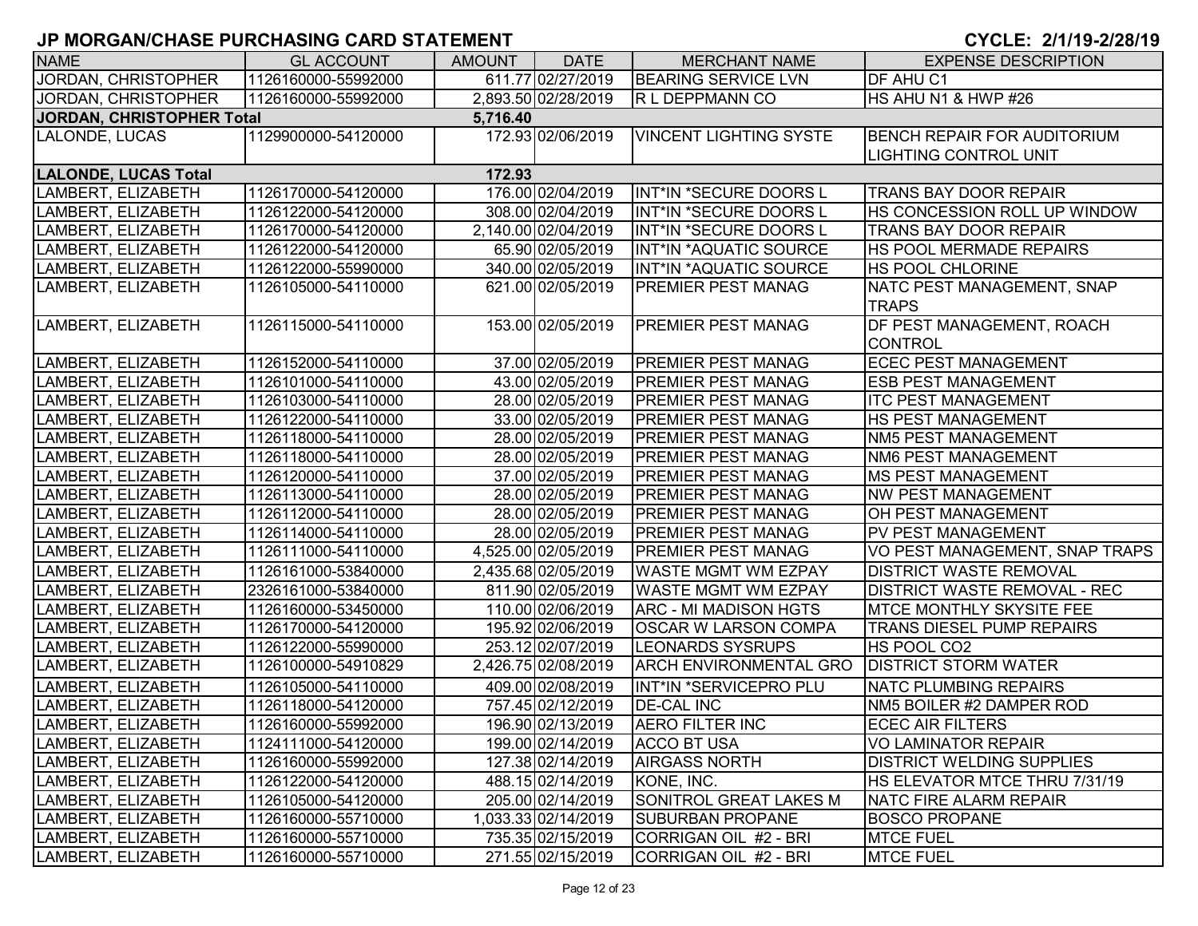## JP MORGAN/CHASE PURCHASING CARD STATEMENT

**CYCLE: 2/1/19-2/28/19**

| NAME | GL ACCOUNT | AMOUNT | DATE | MERCHANT NAME | EXPENSE DESCRIPTION |
|---|---|---|---|---|---|
| JORDAN, CHRISTOPHER | 1126160000-55992000 | 611.77 | 02/27/2019 | BEARING SERVICE LVN | DF AHU C1 |
| JORDAN, CHRISTOPHER | 1126160000-55992000 | 2,893.50 | 02/28/2019 | R L DEPPMANN CO | HS AHU N1 & HWP #26 |
| **JORDAN, CHRISTOPHER Total** | | **5,716.40** | | | |
| LALONDE, LUCAS | 1129900000-54120000 | 172.93 | 02/06/2019 | VINCENT LIGHTING SYSTE | BENCH REPAIR FOR AUDITORIUM LIGHTING CONTROL UNIT |
| **LALONDE, LUCAS Total** | | **172.93** | | | |
| LAMBERT, ELIZABETH | 1126170000-54120000 | 176.00 | 02/04/2019 | INT*IN *SECURE DOORS L | TRANS BAY DOOR REPAIR |
| LAMBERT, ELIZABETH | 1126122000-54120000 | 308.00 | 02/04/2019 | INT*IN *SECURE DOORS L | HS CONCESSION ROLL UP WINDOW |
| LAMBERT, ELIZABETH | 1126170000-54120000 | 2,140.00 | 02/04/2019 | INT*IN *SECURE DOORS L | TRANS BAY DOOR REPAIR |
| LAMBERT, ELIZABETH | 1126122000-54120000 | 65.90 | 02/05/2019 | INT*IN *AQUATIC SOURCE | HS POOL MERMADE REPAIRS |
| LAMBERT, ELIZABETH | 1126122000-55990000 | 340.00 | 02/05/2019 | INT*IN *AQUATIC SOURCE | HS POOL CHLORINE |
| LAMBERT, ELIZABETH | 1126105000-54110000 | 621.00 | 02/05/2019 | PREMIER PEST MANAG | NATC PEST MANAGEMENT, SNAP TRAPS |
| LAMBERT, ELIZABETH | 1126115000-54110000 | 153.00 | 02/05/2019 | PREMIER PEST MANAG | DF PEST MANAGEMENT, ROACH CONTROL |
| LAMBERT, ELIZABETH | 1126152000-54110000 | 37.00 | 02/05/2019 | PREMIER PEST MANAG | ECEC PEST MANAGEMENT |
| LAMBERT, ELIZABETH | 1126101000-54110000 | 43.00 | 02/05/2019 | PREMIER PEST MANAG | ESB PEST MANAGEMENT |
| LAMBERT, ELIZABETH | 1126103000-54110000 | 28.00 | 02/05/2019 | PREMIER PEST MANAG | ITC PEST MANAGEMENT |
| LAMBERT, ELIZABETH | 1126122000-54110000 | 33.00 | 02/05/2019 | PREMIER PEST MANAG | HS PEST MANAGEMENT |
| LAMBERT, ELIZABETH | 1126118000-54110000 | 28.00 | 02/05/2019 | PREMIER PEST MANAG | NM5 PEST MANAGEMENT |
| LAMBERT, ELIZABETH | 1126118000-54110000 | 28.00 | 02/05/2019 | PREMIER PEST MANAG | NM6 PEST MANAGEMENT |
| LAMBERT, ELIZABETH | 1126120000-54110000 | 37.00 | 02/05/2019 | PREMIER PEST MANAG | MS PEST MANAGEMENT |
| LAMBERT, ELIZABETH | 1126113000-54110000 | 28.00 | 02/05/2019 | PREMIER PEST MANAG | NW PEST MANAGEMENT |
| LAMBERT, ELIZABETH | 1126112000-54110000 | 28.00 | 02/05/2019 | PREMIER PEST MANAG | OH PEST MANAGEMENT |
| LAMBERT, ELIZABETH | 1126114000-54110000 | 28.00 | 02/05/2019 | PREMIER PEST MANAG | PV PEST MANAGEMENT |
| LAMBERT, ELIZABETH | 1126111000-54110000 | 4,525.00 | 02/05/2019 | PREMIER PEST MANAG | VO PEST MANAGEMENT, SNAP TRAPS |
| LAMBERT, ELIZABETH | 1126161000-53840000 | 2,435.68 | 02/05/2019 | WASTE MGMT WM EZPAY | DISTRICT WASTE REMOVAL |
| LAMBERT, ELIZABETH | 2326161000-53840000 | 811.90 | 02/05/2019 | WASTE MGMT WM EZPAY | DISTRICT WASTE REMOVAL - REC |
| LAMBERT, ELIZABETH | 1126160000-53450000 | 110.00 | 02/06/2019 | ARC - MI MADISON HGTS | MTCE MONTHLY SKYSITE FEE |
| LAMBERT, ELIZABETH | 1126170000-54120000 | 195.92 | 02/06/2019 | OSCAR W LARSON COMPA | TRANS DIESEL PUMP REPAIRS |
| LAMBERT, ELIZABETH | 1126122000-55990000 | 253.12 | 02/07/2019 | LEONARDS SYSRUPS | HS POOL CO2 |
| LAMBERT, ELIZABETH | 1126100000-54910829 | 2,426.75 | 02/08/2019 | ARCH ENVIRONMENTAL GRO | DISTRICT STORM WATER |
| LAMBERT, ELIZABETH | 1126105000-54110000 | 409.00 | 02/08/2019 | INT*IN *SERVICEPRO PLU | NATC PLUMBING REPAIRS |
| LAMBERT, ELIZABETH | 1126118000-54120000 | 757.45 | 02/12/2019 | DE-CAL INC | NM5 BOILER #2 DAMPER ROD |
| LAMBERT, ELIZABETH | 1126160000-55992000 | 196.90 | 02/13/2019 | AERO FILTER INC | ECEC AIR FILTERS |
| LAMBERT, ELIZABETH | 1124111000-54120000 | 199.00 | 02/14/2019 | ACCO BT USA | VO LAMINATOR REPAIR |
| LAMBERT, ELIZABETH | 1126160000-55992000 | 127.38 | 02/14/2019 | AIRGASS NORTH | DISTRICT WELDING SUPPLIES |
| LAMBERT, ELIZABETH | 1126122000-54120000 | 488.15 | 02/14/2019 | KONE, INC. | HS ELEVATOR MTCE THRU 7/31/19 |
| LAMBERT, ELIZABETH | 1126105000-54120000 | 205.00 | 02/14/2019 | SONITROL GREAT LAKES M | NATC FIRE ALARM REPAIR |
| LAMBERT, ELIZABETH | 1126160000-55710000 | 1,033.33 | 02/14/2019 | SUBURBAN PROPANE | BOSCO PROPANE |
| LAMBERT, ELIZABETH | 1126160000-55710000 | 735.35 | 02/15/2019 | CORRIGAN OIL #2 - BRI | MTCE FUEL |
| LAMBERT, ELIZABETH | 1126160000-55710000 | 271.55 | 02/15/2019 | CORRIGAN OIL #2 - BRI | MTCE FUEL |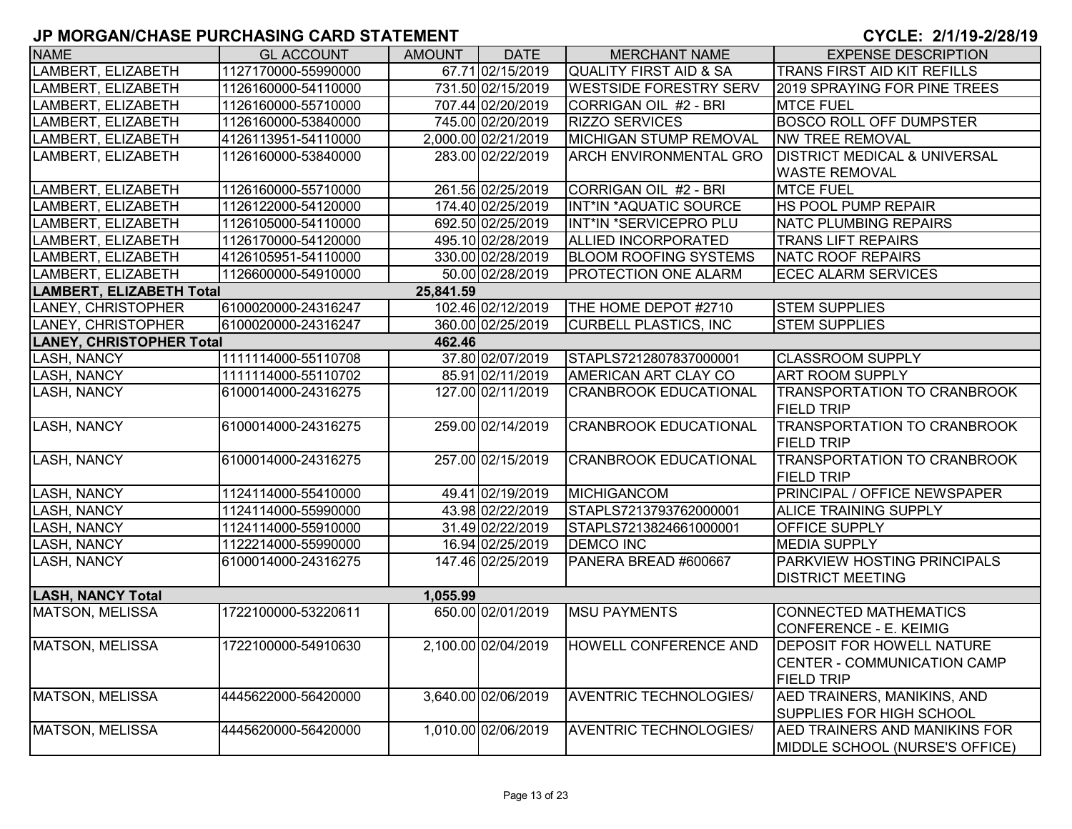## JP MORGAN/CHASE PURCHASING CARD STATEMENT

**CYCLE: 2/1/19-2/28/19**

| NAME | GL ACCOUNT | AMOUNT | DATE | MERCHANT NAME | EXPENSE DESCRIPTION |
|---|---|---|---|---|---|
| LAMBERT, ELIZABETH | 1127170000-55990000 | 67.71 | 02/15/2019 | QUALITY FIRST AID & SA | TRANS FIRST AID KIT REFILLS |
| LAMBERT, ELIZABETH | 1126160000-54110000 | 731.50 | 02/15/2019 | WESTSIDE FORESTRY SERV | 2019 SPRAYING FOR PINE TREES |
| LAMBERT, ELIZABETH | 1126160000-55710000 | 707.44 | 02/20/2019 | CORRIGAN OIL #2 - BRI | MTCE FUEL |
| LAMBERT, ELIZABETH | 1126160000-53840000 | 745.00 | 02/20/2019 | RIZZO SERVICES | BOSCO ROLL OFF DUMPSTER |
| LAMBERT, ELIZABETH | 4126113951-54110000 | 2,000.00 | 02/21/2019 | MICHIGAN STUMP REMOVAL | NW TREE REMOVAL |
| LAMBERT, ELIZABETH | 1126160000-53840000 | 283.00 | 02/22/2019 | ARCH ENVIRONMENTAL GRO | DISTRICT MEDICAL & UNIVERSAL WASTE REMOVAL |
| LAMBERT, ELIZABETH | 1126160000-55710000 | 261.56 | 02/25/2019 | CORRIGAN OIL #2 - BRI | MTCE FUEL |
| LAMBERT, ELIZABETH | 1126122000-54120000 | 174.40 | 02/25/2019 | INT*IN *AQUATIC SOURCE | HS POOL PUMP REPAIR |
| LAMBERT, ELIZABETH | 1126105000-54110000 | 692.50 | 02/25/2019 | INT*IN *SERVICEPRO PLU | NATC PLUMBING REPAIRS |
| LAMBERT, ELIZABETH | 1126170000-54120000 | 495.10 | 02/28/2019 | ALLIED INCORPORATED | TRANS LIFT REPAIRS |
| LAMBERT, ELIZABETH | 4126105951-54110000 | 330.00 | 02/28/2019 | BLOOM ROOFING SYSTEMS | NATC ROOF REPAIRS |
| LAMBERT, ELIZABETH | 1126600000-54910000 | 50.00 | 02/28/2019 | PROTECTION ONE ALARM | ECEC ALARM SERVICES |
| **LAMBERT, ELIZABETH Total** | | **25,841.59** | | | |
| LANEY, CHRISTOPHER | 6100020000-24316247 | 102.46 | 02/12/2019 | THE HOME DEPOT #2710 | STEM SUPPLIES |
| LANEY, CHRISTOPHER | 6100020000-24316247 | 360.00 | 02/25/2019 | CURBELL PLASTICS, INC | STEM SUPPLIES |
| **LANEY, CHRISTOPHER Total** | | **462.46** | | | |
| LASH, NANCY | 1111114000-55110708 | 37.80 | 02/07/2019 | STAPLS7212807837000001 | CLASSROOM SUPPLY |
| LASH, NANCY | 1111114000-55110702 | 85.91 | 02/11/2019 | AMERICAN ART CLAY CO | ART ROOM SUPPLY |
| LASH, NANCY | 6100014000-24316275 | 127.00 | 02/11/2019 | CRANBROOK EDUCATIONAL | TRANSPORTATION TO CRANBROOK FIELD TRIP |
| LASH, NANCY | 6100014000-24316275 | 259.00 | 02/14/2019 | CRANBROOK EDUCATIONAL | TRANSPORTATION TO CRANBROOK FIELD TRIP |
| LASH, NANCY | 6100014000-24316275 | 257.00 | 02/15/2019 | CRANBROOK EDUCATIONAL | TRANSPORTATION TO CRANBROOK FIELD TRIP |
| LASH, NANCY | 1124114000-55410000 | 49.41 | 02/19/2019 | MICHIGANCOM | PRINCIPAL / OFFICE NEWSPAPER |
| LASH, NANCY | 1124114000-55990000 | 43.98 | 02/22/2019 | STAPLS7213793762000001 | ALICE TRAINING SUPPLY |
| LASH, NANCY | 1124114000-55910000 | 31.49 | 02/22/2019 | STAPLS7213824661000001 | OFFICE SUPPLY |
| LASH, NANCY | 1122214000-55990000 | 16.94 | 02/25/2019 | DEMCO INC | MEDIA SUPPLY |
| LASH, NANCY | 6100014000-24316275 | 147.46 | 02/25/2019 | PANERA BREAD #600667 | PARKVIEW HOSTING PRINCIPALS DISTRICT MEETING |
| **LASH, NANCY Total** | | **1,055.99** | | | |
| MATSON, MELISSA | 1722100000-53220611 | 650.00 | 02/01/2019 | MSU PAYMENTS | CONNECTED MATHEMATICS CONFERENCE - E. KEIMIG |
| MATSON, MELISSA | 1722100000-54910630 | 2,100.00 | 02/04/2019 | HOWELL CONFERENCE AND | DEPOSIT FOR HOWELL NATURE CENTER - COMMUNICATION CAMP FIELD TRIP |
| MATSON, MELISSA | 4445622000-56420000 | 3,640.00 | 02/06/2019 | AVENTRIC TECHNOLOGIES/ | AED TRAINERS, MANIKINS, AND SUPPLIES FOR HIGH SCHOOL |
| MATSON, MELISSA | 4445620000-56420000 | 1,010.00 | 02/06/2019 | AVENTRIC TECHNOLOGIES/ | AED TRAINERS AND MANIKINS FOR MIDDLE SCHOOL (NURSE'S OFFICE) |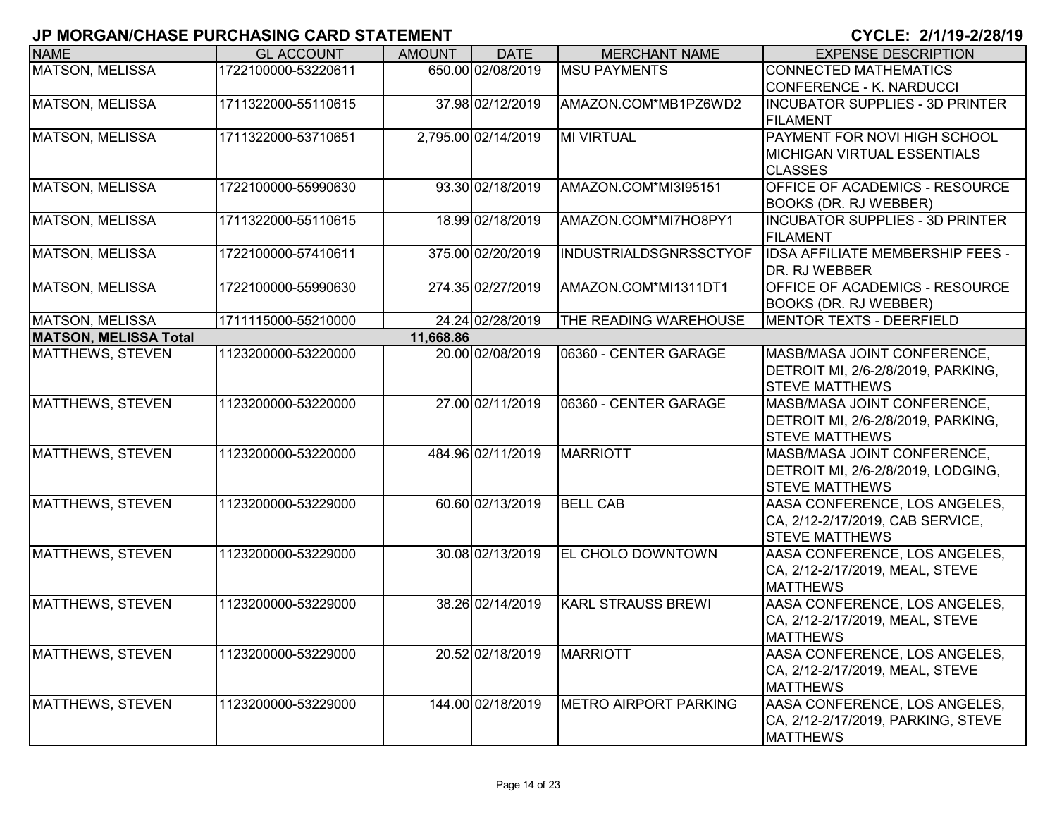## JP MORGAN/CHASE PURCHASING CARD STATEMENT

**CYCLE: 2/1/19-2/28/19**

| NAME | GL ACCOUNT | AMOUNT | DATE | MERCHANT NAME | EXPENSE DESCRIPTION |
|---|---|---|---|---|---|
| MATSON, MELISSA | 1722100000-53220611 | 650.00 | 02/08/2019 | MSU PAYMENTS | CONNECTED MATHEMATICS CONFERENCE - K. NARDUCCI |
| MATSON, MELISSA | 1711322000-55110615 | 37.98 | 02/12/2019 | AMAZON.COM*MB1PZ6WD2 | INCUBATOR SUPPLIES - 3D PRINTER FILAMENT |
| MATSON, MELISSA | 1711322000-53710651 | 2,795.00 | 02/14/2019 | MI VIRTUAL | PAYMENT FOR NOVI HIGH SCHOOL MICHIGAN VIRTUAL ESSENTIALS CLASSES |
| MATSON, MELISSA | 1722100000-55990630 | 93.30 | 02/18/2019 | AMAZON.COM*MI3I95151 | OFFICE OF ACADEMICS - RESOURCE BOOKS (DR. RJ WEBBER) |
| MATSON, MELISSA | 1711322000-55110615 | 18.99 | 02/18/2019 | AMAZON.COM*MI7HO8PY1 | INCUBATOR SUPPLIES - 3D PRINTER FILAMENT |
| MATSON, MELISSA | 1722100000-57410611 | 375.00 | 02/20/2019 | INDUSTRIALDSGNRSSCTYOF | IDSA AFFILIATE MEMBERSHIP FEES - DR. RJ WEBBER |
| MATSON, MELISSA | 1722100000-55990630 | 274.35 | 02/27/2019 | AMAZON.COM*MI1311DT1 | OFFICE OF ACADEMICS - RESOURCE BOOKS (DR. RJ WEBBER) |
| MATSON, MELISSA | 1711115000-55210000 | 24.24 | 02/28/2019 | THE READING WAREHOUSE | MENTOR TEXTS - DEERFIELD |
| **MATSON, MELISSA Total** | | **11,668.86** | | | |
| MATTHEWS, STEVEN | 1123200000-53220000 | 20.00 | 02/08/2019 | 06360 - CENTER GARAGE | MASB/MASA JOINT CONFERENCE, DETROIT MI, 2/6-2/8/2019, PARKING, STEVE MATTHEWS |
| MATTHEWS, STEVEN | 1123200000-53220000 | 27.00 | 02/11/2019 | 06360 - CENTER GARAGE | MASB/MASA JOINT CONFERENCE, DETROIT MI, 2/6-2/8/2019, PARKING, STEVE MATTHEWS |
| MATTHEWS, STEVEN | 1123200000-53220000 | 484.96 | 02/11/2019 | MARRIOTT | MASB/MASA JOINT CONFERENCE, DETROIT MI, 2/6-2/8/2019, LODGING, STEVE MATTHEWS |
| MATTHEWS, STEVEN | 1123200000-53229000 | 60.60 | 02/13/2019 | BELL CAB | AASA CONFERENCE, LOS ANGELES, CA, 2/12-2/17/2019, CAB SERVICE, STEVE MATTHEWS |
| MATTHEWS, STEVEN | 1123200000-53229000 | 30.08 | 02/13/2019 | EL CHOLO DOWNTOWN | AASA CONFERENCE, LOS ANGELES, CA, 2/12-2/17/2019, MEAL, STEVE MATTHEWS |
| MATTHEWS, STEVEN | 1123200000-53229000 | 38.26 | 02/14/2019 | KARL STRAUSS BREWI | AASA CONFERENCE, LOS ANGELES, CA, 2/12-2/17/2019, MEAL, STEVE MATTHEWS |
| MATTHEWS, STEVEN | 1123200000-53229000 | 20.52 | 02/18/2019 | MARRIOTT | AASA CONFERENCE, LOS ANGELES, CA, 2/12-2/17/2019, MEAL, STEVE MATTHEWS |
| MATTHEWS, STEVEN | 1123200000-53229000 | 144.00 | 02/18/2019 | METRO AIRPORT PARKING | AASA CONFERENCE, LOS ANGELES, CA, 2/12-2/17/2019, PARKING, STEVE MATTHEWS |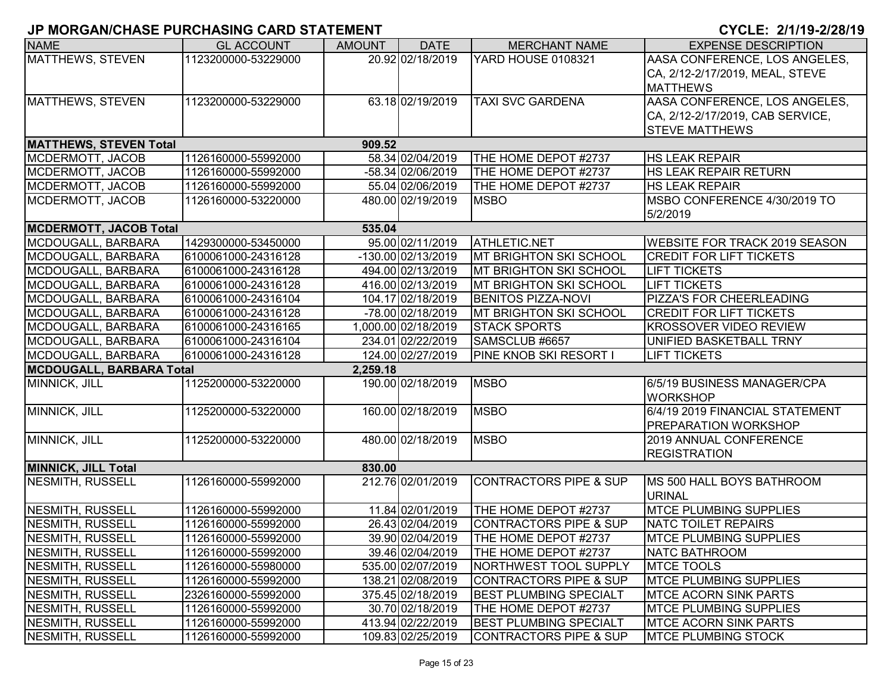## JP MORGAN/CHASE PURCHASING CARD STATEMENT

**CYCLE: 2/1/19-2/28/19**

| NAME | GL ACCOUNT | AMOUNT | DATE | MERCHANT NAME | EXPENSE DESCRIPTION |
|---|---|---|---|---|---|
| MATTHEWS, STEVEN | 1123200000-53229000 | 20.92 | 02/18/2019 | YARD HOUSE 0108321 | AASA CONFERENCE, LOS ANGELES, CA, 2/12-2/17/2019, MEAL, STEVE MATTHEWS |
| MATTHEWS, STEVEN | 1123200000-53229000 | 63.18 | 02/19/2019 | TAXI SVC GARDENA | AASA CONFERENCE, LOS ANGELES, CA, 2/12-2/17/2019, CAB SERVICE, STEVE MATTHEWS |
| **MATTHEWS, STEVEN Total** | | **909.52** | | | |
| MCDERMOTT, JACOB | 1126160000-55992000 | 58.34 | 02/04/2019 | THE HOME DEPOT #2737 | HS LEAK REPAIR |
| MCDERMOTT, JACOB | 1126160000-55992000 | -58.34 | 02/06/2019 | THE HOME DEPOT #2737 | HS LEAK REPAIR RETURN |
| MCDERMOTT, JACOB | 1126160000-55992000 | 55.04 | 02/06/2019 | THE HOME DEPOT #2737 | HS LEAK REPAIR |
| MCDERMOTT, JACOB | 1126160000-53220000 | 480.00 | 02/19/2019 | MSBO | MSBO CONFERENCE 4/30/2019 TO 5/2/2019 |
| **MCDERMOTT, JACOB Total** | | **535.04** | | | |
| MCDOUGALL, BARBARA | 1429300000-53450000 | 95.00 | 02/11/2019 | ATHLETIC.NET | WEBSITE FOR TRACK 2019 SEASON |
| MCDOUGALL, BARBARA | 6100061000-24316128 | -130.00 | 02/13/2019 | MT BRIGHTON SKI SCHOOL | CREDIT FOR LIFT TICKETS |
| MCDOUGALL, BARBARA | 6100061000-24316128 | 494.00 | 02/13/2019 | MT BRIGHTON SKI SCHOOL | LIFT TICKETS |
| MCDOUGALL, BARBARA | 6100061000-24316128 | 416.00 | 02/13/2019 | MT BRIGHTON SKI SCHOOL | LIFT TICKETS |
| MCDOUGALL, BARBARA | 6100061000-24316104 | 104.17 | 02/18/2019 | BENITOS PIZZA-NOVI | PIZZA'S FOR CHEERLEADING |
| MCDOUGALL, BARBARA | 6100061000-24316128 | -78.00 | 02/18/2019 | MT BRIGHTON SKI SCHOOL | CREDIT FOR LIFT TICKETS |
| MCDOUGALL, BARBARA | 6100061000-24316165 | 1,000.00 | 02/18/2019 | STACK SPORTS | KROSSOVER VIDEO REVIEW |
| MCDOUGALL, BARBARA | 6100061000-24316104 | 234.01 | 02/22/2019 | SAMSCLUB #6657 | UNIFIED BASKETBALL TRNY |
| MCDOUGALL, BARBARA | 6100061000-24316128 | 124.00 | 02/27/2019 | PINE KNOB SKI RESORT I | LIFT TICKETS |
| **MCDOUGALL, BARBARA Total** | | **2,259.18** | | | |
| MINNICK, JILL | 1125200000-53220000 | 190.00 | 02/18/2019 | MSBO | 6/5/19 BUSINESS MANAGER/CPA WORKSHOP |
| MINNICK, JILL | 1125200000-53220000 | 160.00 | 02/18/2019 | MSBO | 6/4/19 2019 FINANCIAL STATEMENT PREPARATION WORKSHOP |
| MINNICK, JILL | 1125200000-53220000 | 480.00 | 02/18/2019 | MSBO | 2019 ANNUAL CONFERENCE REGISTRATION |
| **MINNICK, JILL Total** | | **830.00** | | | |
| NESMITH, RUSSELL | 1126160000-55992000 | 212.76 | 02/01/2019 | CONTRACTORS PIPE & SUP | MS 500 HALL BOYS BATHROOM URINAL |
| NESMITH, RUSSELL | 1126160000-55992000 | 11.84 | 02/01/2019 | THE HOME DEPOT #2737 | MTCE PLUMBING SUPPLIES |
| NESMITH, RUSSELL | 1126160000-55992000 | 26.43 | 02/04/2019 | CONTRACTORS PIPE & SUP | NATC TOILET REPAIRS |
| NESMITH, RUSSELL | 1126160000-55992000 | 39.90 | 02/04/2019 | THE HOME DEPOT #2737 | MTCE PLUMBING SUPPLIES |
| NESMITH, RUSSELL | 1126160000-55992000 | 39.46 | 02/04/2019 | THE HOME DEPOT #2737 | NATC BATHROOM |
| NESMITH, RUSSELL | 1126160000-55980000 | 535.00 | 02/07/2019 | NORTHWEST TOOL SUPPLY | MTCE TOOLS |
| NESMITH, RUSSELL | 1126160000-55992000 | 138.21 | 02/08/2019 | CONTRACTORS PIPE & SUP | MTCE PLUMBING SUPPLIES |
| NESMITH, RUSSELL | 2326160000-55992000 | 375.45 | 02/18/2019 | BEST PLUMBING SPECIALT | MTCE ACORN SINK PARTS |
| NESMITH, RUSSELL | 1126160000-55992000 | 30.70 | 02/18/2019 | THE HOME DEPOT #2737 | MTCE PLUMBING SUPPLIES |
| NESMITH, RUSSELL | 1126160000-55992000 | 413.94 | 02/22/2019 | BEST PLUMBING SPECIALT | MTCE ACORN SINK PARTS |
| NESMITH, RUSSELL | 1126160000-55992000 | 109.83 | 02/25/2019 | CONTRACTORS PIPE & SUP | MTCE PLUMBING STOCK |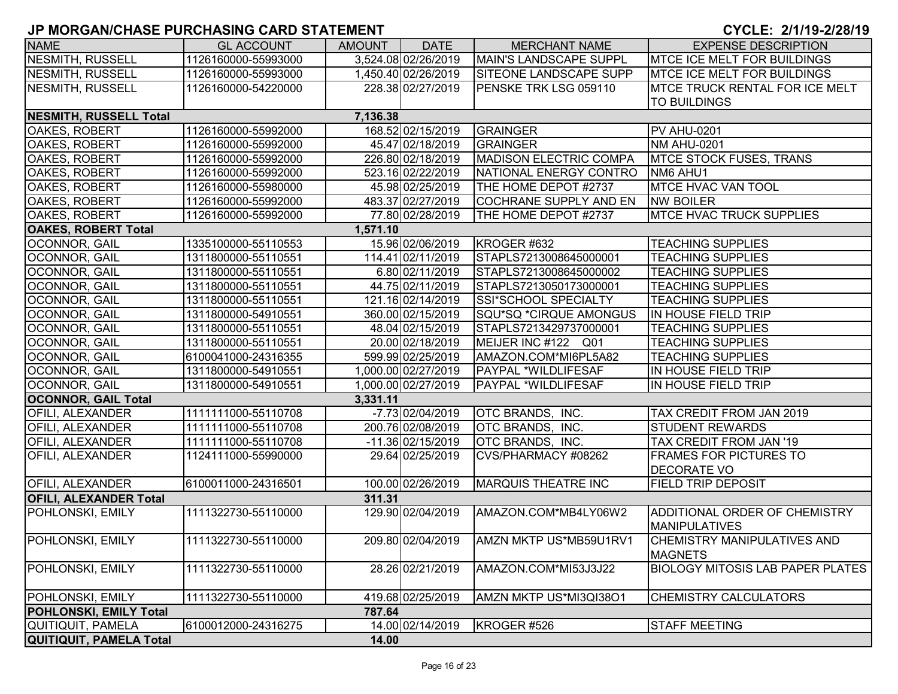## JP MORGAN/CHASE PURCHASING CARD STATEMENT

**CYCLE: 2/1/19-2/28/19**

| NAME | GL ACCOUNT | AMOUNT | DATE | MERCHANT NAME | EXPENSE DESCRIPTION |
|---|---|---|---|---|---|
| NESMITH, RUSSELL | 1126160000-55993000 | 3,524.08 | 02/26/2019 | MAIN'S LANDSCAPE SUPPL | MTCE ICE MELT FOR BUILDINGS |
| NESMITH, RUSSELL | 1126160000-55993000 | 1,450.40 | 02/26/2019 | SITEONE LANDSCAPE SUPP | MTCE ICE MELT FOR BUILDINGS |
| NESMITH, RUSSELL | 1126160000-54220000 | 228.38 | 02/27/2019 | PENSKE TRK LSG 059110 | MTCE TRUCK RENTAL FOR ICE MELT TO BUILDINGS |
| **NESMITH, RUSSELL Total** | | **7,136.38** | | | |
| OAKES, ROBERT | 1126160000-55992000 | 168.52 | 02/15/2019 | GRAINGER | PV AHU-0201 |
| OAKES, ROBERT | 1126160000-55992000 | 45.47 | 02/18/2019 | GRAINGER | NM AHU-0201 |
| OAKES, ROBERT | 1126160000-55992000 | 226.80 | 02/18/2019 | MADISON ELECTRIC COMPA | MTCE STOCK FUSES, TRANS |
| OAKES, ROBERT | 1126160000-55992000 | 523.16 | 02/22/2019 | NATIONAL ENERGY CONTRO | NM6 AHU1 |
| OAKES, ROBERT | 1126160000-55980000 | 45.98 | 02/25/2019 | THE HOME DEPOT #2737 | MTCE HVAC VAN TOOL |
| OAKES, ROBERT | 1126160000-55992000 | 483.37 | 02/27/2019 | COCHRANE SUPPLY AND EN | NW BOILER |
| OAKES, ROBERT | 1126160000-55992000 | 77.80 | 02/28/2019 | THE HOME DEPOT #2737 | MTCE HVAC TRUCK SUPPLIES |
| **OAKES, ROBERT Total** | | **1,571.10** | | | |
| OCONNOR, GAIL | 1335100000-55110553 | 15.96 | 02/06/2019 | KROGER #632 | TEACHING SUPPLIES |
| OCONNOR, GAIL | 1311800000-55110551 | 114.41 | 02/11/2019 | STAPLS7213008645000001 | TEACHING SUPPLIES |
| OCONNOR, GAIL | 1311800000-55110551 | 6.80 | 02/11/2019 | STAPLS7213008645000002 | TEACHING SUPPLIES |
| OCONNOR, GAIL | 1311800000-55110551 | 44.75 | 02/11/2019 | STAPLS7213050173000001 | TEACHING SUPPLIES |
| OCONNOR, GAIL | 1311800000-55110551 | 121.16 | 02/14/2019 | SSI*SCHOOL SPECIALTY | TEACHING SUPPLIES |
| OCONNOR, GAIL | 1311800000-54910551 | 360.00 | 02/15/2019 | SQU*SQ *CIRQUE AMONGUS | IN HOUSE FIELD TRIP |
| OCONNOR, GAIL | 1311800000-55110551 | 48.04 | 02/15/2019 | STAPLS7213429737000001 | TEACHING SUPPLIES |
| OCONNOR, GAIL | 1311800000-55110551 | 20.00 | 02/18/2019 | MEIJER INC #122 Q01 | TEACHING SUPPLIES |
| OCONNOR, GAIL | 6100041000-24316355 | 599.99 | 02/25/2019 | AMAZON.COM*MI6PL5A82 | TEACHING SUPPLIES |
| OCONNOR, GAIL | 1311800000-54910551 | 1,000.00 | 02/27/2019 | PAYPAL *WILDLIFESAF | IN HOUSE FIELD TRIP |
| OCONNOR, GAIL | 1311800000-54910551 | 1,000.00 | 02/27/2019 | PAYPAL *WILDLIFESAF | IN HOUSE FIELD TRIP |
| **OCONNOR, GAIL Total** | | **3,331.11** | | | |
| OFILI, ALEXANDER | 1111111000-55110708 | -7.73 | 02/04/2019 | OTC BRANDS, INC. | TAX CREDIT FROM JAN 2019 |
| OFILI, ALEXANDER | 1111111000-55110708 | 200.76 | 02/08/2019 | OTC BRANDS, INC. | STUDENT REWARDS |
| OFILI, ALEXANDER | 1111111000-55110708 | -11.36 | 02/15/2019 | OTC BRANDS, INC. | TAX CREDIT FROM JAN '19 |
| OFILI, ALEXANDER | 1124111000-55990000 | 29.64 | 02/25/2019 | CVS/PHARMACY #08262 | FRAMES FOR PICTURES TO DECORATE VO |
| OFILI, ALEXANDER | 6100011000-24316501 | 100.00 | 02/26/2019 | MARQUIS THEATRE INC | FIELD TRIP DEPOSIT |
| **OFILI, ALEXANDER Total** | | **311.31** | | | |
| POHLONSKI, EMILY | 1111322730-55110000 | 129.90 | 02/04/2019 | AMAZON.COM*MB4LY06W2 | ADDITIONAL ORDER OF CHEMISTRY MANIPULATIVES |
| POHLONSKI, EMILY | 1111322730-55110000 | 209.80 | 02/04/2019 | AMZN MKTP US*MB59U1RV1 | CHEMISTRY MANIPULATIVES AND MAGNETS |
| POHLONSKI, EMILY | 1111322730-55110000 | 28.26 | 02/21/2019 | AMAZON.COM*MI53J3J22 | BIOLOGY MITOSIS LAB PAPER PLATES |
| POHLONSKI, EMILY | 1111322730-55110000 | 419.68 | 02/25/2019 | AMZN MKTP US*MI3QI38O1 | CHEMISTRY CALCULATORS |
| **POHLONSKI, EMILY Total** | | **787.64** | | | |
| QUITIQUIT, PAMELA | 6100012000-24316275 | 14.00 | 02/14/2019 | KROGER #526 | STAFF MEETING |
| **QUITIQUIT, PAMELA Total** | | **14.00** | | | |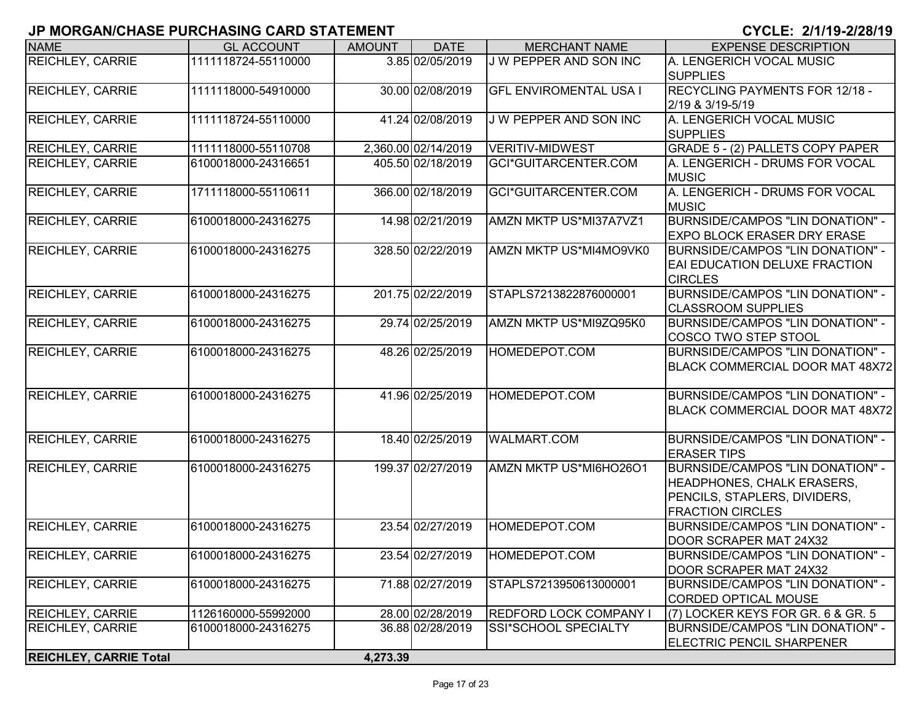# JP MORGAN/CHASE PURCHASING CARD STATEMENT

**CYCLE: 2/1/19-2/28/19**

| NAME | GL ACCOUNT | AMOUNT | DATE | MERCHANT NAME | EXPENSE DESCRIPTION |
|---|---|---|---|---|---|
| REICHLEY, CARRIE | 1111118724-55110000 | 3.85 | 02/05/2019 | J W PEPPER AND SON INC | A. LENGERICH VOCAL MUSIC SUPPLIES |
| REICHLEY, CARRIE | 1111118000-54910000 | 30.00 | 02/08/2019 | GFL ENVIROMENTAL USA I | RECYCLING PAYMENTS FOR 12/18 - 2/19 & 3/19-5/19 |
| REICHLEY, CARRIE | 1111118724-55110000 | 41.24 | 02/08/2019 | J W PEPPER AND SON INC | A. LENGERICH VOCAL MUSIC SUPPLIES |
| REICHLEY, CARRIE | 1111118000-55110708 | 2,360.00 | 02/14/2019 | VERITIV-MIDWEST | GRADE 5 - (2) PALLETS COPY PAPER |
| REICHLEY, CARRIE | 6100018000-24316651 | 405.50 | 02/18/2019 | GCI*GUITARCENTER.COM | A. LENGERICH - DRUMS FOR VOCAL MUSIC |
| REICHLEY, CARRIE | 1711118000-55110611 | 366.00 | 02/18/2019 | GCI*GUITARCENTER.COM | A. LENGERICH - DRUMS FOR VOCAL MUSIC |
| REICHLEY, CARRIE | 6100018000-24316275 | 14.98 | 02/21/2019 | AMZN MKTP US*MI37A7VZ1 | BURNSIDE/CAMPOS "LIN DONATION" - EXPO BLOCK ERASER DRY ERASE |
| REICHLEY, CARRIE | 6100018000-24316275 | 328.50 | 02/22/2019 | AMZN MKTP US*MI4MO9VK0 | BURNSIDE/CAMPOS "LIN DONATION" - EAI EDUCATION DELUXE FRACTION CIRCLES |
| REICHLEY, CARRIE | 6100018000-24316275 | 201.75 | 02/22/2019 | STAPLS7213822876000001 | BURNSIDE/CAMPOS "LIN DONATION" - CLASSROOM SUPPLIES |
| REICHLEY, CARRIE | 6100018000-24316275 | 29.74 | 02/25/2019 | AMZN MKTP US*MI9ZQ95K0 | BURNSIDE/CAMPOS "LIN DONATION" - COSCO TWO STEP STOOL |
| REICHLEY, CARRIE | 6100018000-24316275 | 48.26 | 02/25/2019 | HOMEDEPOT.COM | BURNSIDE/CAMPOS "LIN DONATION" - BLACK COMMERCIAL DOOR MAT 48X72 |
| REICHLEY, CARRIE | 6100018000-24316275 | 41.96 | 02/25/2019 | HOMEDEPOT.COM | BURNSIDE/CAMPOS "LIN DONATION" - BLACK COMMERCIAL DOOR MAT 48X72 |
| REICHLEY, CARRIE | 6100018000-24316275 | 18.40 | 02/25/2019 | WALMART.COM | BURNSIDE/CAMPOS "LIN DONATION" - ERASER TIPS |
| REICHLEY, CARRIE | 6100018000-24316275 | 199.37 | 02/27/2019 | AMZN MKTP US*MI6HO26O1 | BURNSIDE/CAMPOS "LIN DONATION" - HEADPHONES, CHALK ERASERS, PENCILS, STAPLERS, DIVIDERS, FRACTION CIRCLES |
| REICHLEY, CARRIE | 6100018000-24316275 | 23.54 | 02/27/2019 | HOMEDEPOT.COM | BURNSIDE/CAMPOS "LIN DONATION" - DOOR SCRAPER MAT 24X32 |
| REICHLEY, CARRIE | 6100018000-24316275 | 23.54 | 02/27/2019 | HOMEDEPOT.COM | BURNSIDE/CAMPOS "LIN DONATION" - DOOR SCRAPER MAT 24X32 |
| REICHLEY, CARRIE | 6100018000-24316275 | 71.88 | 02/27/2019 | STAPLS7213950613000001 | BURNSIDE/CAMPOS "LIN DONATION" - CORDED OPTICAL MOUSE |
| REICHLEY, CARRIE | 1126160000-55992000 | 28.00 | 02/28/2019 | REDFORD LOCK COMPANY I | (7) LOCKER KEYS FOR GR. 6 & GR. 5 |
| REICHLEY, CARRIE | 6100018000-24316275 | 36.88 | 02/28/2019 | SSI*SCHOOL SPECIALTY | BURNSIDE/CAMPOS "LIN DONATION" - ELECTRIC PENCIL SHARPENER |
| **REICHLEY, CARRIE Total** | | **4,273.39** | | | |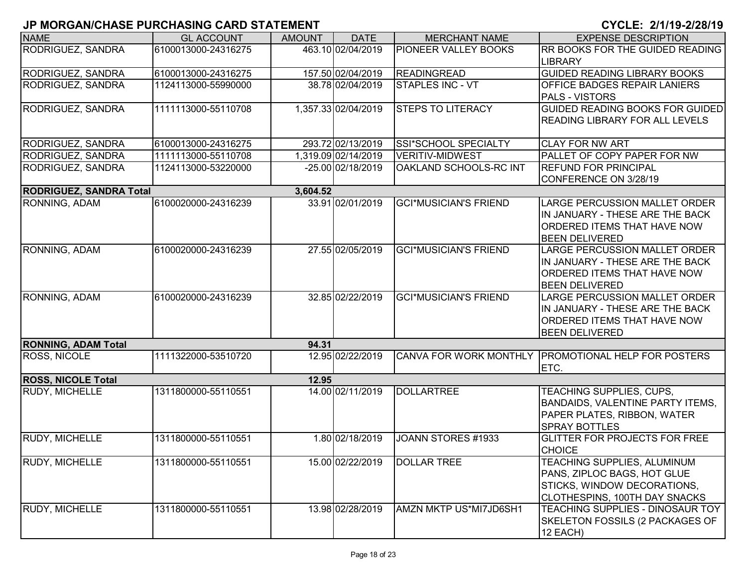# JP MORGAN/CHASE PURCHASING CARD STATEMENT

**CYCLE: 2/1/19-2/28/19**

| NAME | GL ACCOUNT | AMOUNT | DATE | MERCHANT NAME | EXPENSE DESCRIPTION |
|---|---|---|---|---|---|
| RODRIGUEZ, SANDRA | 6100013000-24316275 | 463.10 | 02/04/2019 | PIONEER VALLEY BOOKS | RR BOOKS FOR THE GUIDED READING LIBRARY |
| RODRIGUEZ, SANDRA | 6100013000-24316275 | 157.50 | 02/04/2019 | READINGREAD | GUIDED READING LIBRARY BOOKS |
| RODRIGUEZ, SANDRA | 1124113000-55990000 | 38.78 | 02/04/2019 | STAPLES INC - VT | OFFICE BADGES REPAIR LANIERS PALS - VISTORS |
| RODRIGUEZ, SANDRA | 1111113000-55110708 | 1,357.33 | 02/04/2019 | STEPS TO LITERACY | GUIDED READING BOOKS FOR GUIDED READING LIBRARY FOR ALL LEVELS |
| RODRIGUEZ, SANDRA | 6100013000-24316275 | 293.72 | 02/13/2019 | SSI*SCHOOL SPECIALTY | CLAY FOR NW ART |
| RODRIGUEZ, SANDRA | 1111113000-55110708 | 1,319.09 | 02/14/2019 | VERITIV-MIDWEST | PALLET OF COPY PAPER FOR NW |
| RODRIGUEZ, SANDRA | 1124113000-53220000 | -25.00 | 02/18/2019 | OAKLAND SCHOOLS-RC INT | REFUND FOR PRINCIPAL CONFERENCE ON 3/28/19 |
| **RODRIGUEZ, SANDRA Total** | | **3,604.52** | | | |
| RONNING, ADAM | 6100020000-24316239 | 33.91 | 02/01/2019 | GCI*MUSICIAN'S FRIEND | LARGE PERCUSSION MALLET ORDER IN JANUARY - THESE ARE THE BACK ORDERED ITEMS THAT HAVE NOW BEEN DELIVERED |
| RONNING, ADAM | 6100020000-24316239 | 27.55 | 02/05/2019 | GCI*MUSICIAN'S FRIEND | LARGE PERCUSSION MALLET ORDER IN JANUARY - THESE ARE THE BACK ORDERED ITEMS THAT HAVE NOW BEEN DELIVERED |
| RONNING, ADAM | 6100020000-24316239 | 32.85 | 02/22/2019 | GCI*MUSICIAN'S FRIEND | LARGE PERCUSSION MALLET ORDER IN JANUARY - THESE ARE THE BACK ORDERED ITEMS THAT HAVE NOW BEEN DELIVERED |
| **RONNING, ADAM Total** | | **94.31** | | | |
| ROSS, NICOLE | 1111322000-53510720 | 12.95 | 02/22/2019 | CANVA FOR WORK MONTHLY | PROMOTIONAL HELP FOR POSTERS ETC. |
| **ROSS, NICOLE Total** | | **12.95** | | | |
| RUDY, MICHELLE | 1311800000-55110551 | 14.00 | 02/11/2019 | DOLLARTREE | TEACHING SUPPLIES, CUPS, BANDAIDS, VALENTINE PARTY ITEMS, PAPER PLATES, RIBBON, WATER SPRAY BOTTLES |
| RUDY, MICHELLE | 1311800000-55110551 | 1.80 | 02/18/2019 | JOANN STORES #1933 | GLITTER FOR PROJECTS FOR FREE CHOICE |
| RUDY, MICHELLE | 1311800000-55110551 | 15.00 | 02/22/2019 | DOLLAR TREE | TEACHING SUPPLIES, ALUMINUM PANS, ZIPLOC BAGS, HOT GLUE STICKS, WINDOW DECORATIONS, CLOTHESPINS, 100TH DAY SNACKS |
| RUDY, MICHELLE | 1311800000-55110551 | 13.98 | 02/28/2019 | AMZN MKTP US*MI7JD6SH1 | TEACHING SUPPLIES - DINOSAUR TOY SKELETON FOSSILS (2 PACKAGES OF 12 EACH) |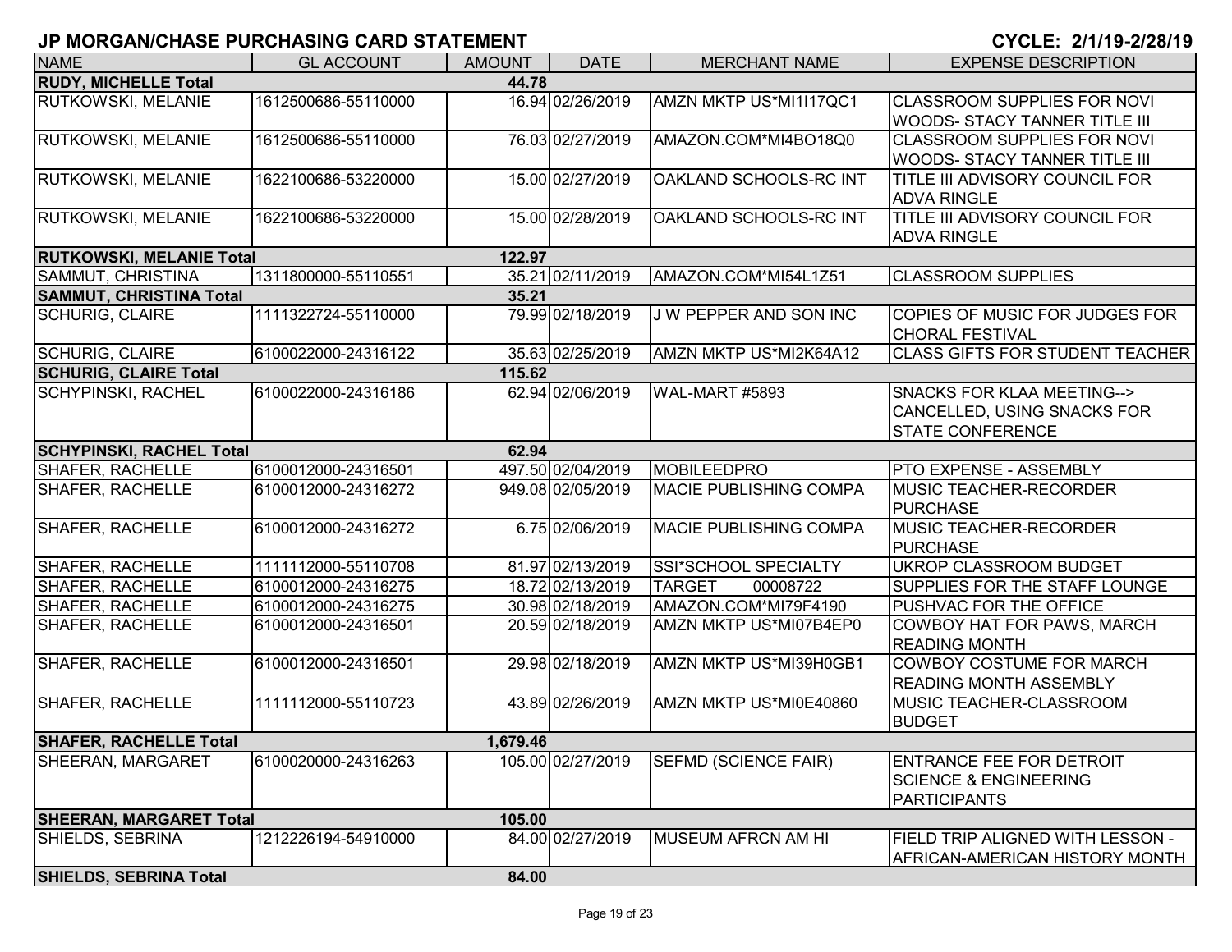# JP MORGAN/CHASE PURCHASING CARD STATEMENT

**CYCLE: 2/1/19-2/28/19**

| NAME | GL ACCOUNT | AMOUNT | DATE | MERCHANT NAME | EXPENSE DESCRIPTION |
|---|---|---|---|---|---|
| **RUDY, MICHELLE Total** | | **44.78** | | | |
| RUTKOWSKI, MELANIE | 1612500686-55110000 | 16.94 | 02/26/2019 | AMZN MKTP US*MI1I17QC1 | CLASSROOM SUPPLIES FOR NOVI WOODS- STACY TANNER TITLE III |
| RUTKOWSKI, MELANIE | 1612500686-55110000 | 76.03 | 02/27/2019 | AMAZON.COM*MI4BO18Q0 | CLASSROOM SUPPLIES FOR NOVI WOODS- STACY TANNER TITLE III |
| RUTKOWSKI, MELANIE | 1622100686-53220000 | 15.00 | 02/27/2019 | OAKLAND SCHOOLS-RC INT | TITLE III ADVISORY COUNCIL FOR ADVA RINGLE |
| RUTKOWSKI, MELANIE | 1622100686-53220000 | 15.00 | 02/28/2019 | OAKLAND SCHOOLS-RC INT | TITLE III ADVISORY COUNCIL FOR ADVA RINGLE |
| **RUTKOWSKI, MELANIE Total** | | **122.97** | | | |
| SAMMUT, CHRISTINA | 1311800000-55110551 | 35.21 | 02/11/2019 | AMAZON.COM*MI54L1Z51 | CLASSROOM SUPPLIES |
| **SAMMUT, CHRISTINA Total** | | **35.21** | | | |
| SCHURIG, CLAIRE | 1111322724-55110000 | 79.99 | 02/18/2019 | J W PEPPER AND SON INC | COPIES OF MUSIC FOR JUDGES FOR CHORAL FESTIVAL |
| SCHURIG, CLAIRE | 6100022000-24316122 | 35.63 | 02/25/2019 | AMZN MKTP US*MI2K64A12 | CLASS GIFTS FOR STUDENT TEACHER |
| **SCHURIG, CLAIRE Total** | | **115.62** | | | |
| SCHYPINSKI, RACHEL | 6100022000-24316186 | 62.94 | 02/06/2019 | WAL-MART #5893 | SNACKS FOR KLAA MEETING--> CANCELLED, USING SNACKS FOR STATE CONFERENCE |
| **SCHYPINSKI, RACHEL Total** | | **62.94** | | | |
| SHAFER, RACHELLE | 6100012000-24316501 | 497.50 | 02/04/2019 | MOBILEEDPRO | PTO EXPENSE - ASSEMBLY |
| SHAFER, RACHELLE | 6100012000-24316272 | 949.08 | 02/05/2019 | MACIE PUBLISHING COMPA | MUSIC TEACHER-RECORDER PURCHASE |
| SHAFER, RACHELLE | 6100012000-24316272 | 6.75 | 02/06/2019 | MACIE PUBLISHING COMPA | MUSIC TEACHER-RECORDER PURCHASE |
| SHAFER, RACHELLE | 1111112000-55110708 | 81.97 | 02/13/2019 | SSI*SCHOOL SPECIALTY | UKROP CLASSROOM BUDGET |
| SHAFER, RACHELLE | 6100012000-24316275 | 18.72 | 02/13/2019 | TARGET 00008722 | SUPPLIES FOR THE STAFF LOUNGE |
| SHAFER, RACHELLE | 6100012000-24316275 | 30.98 | 02/18/2019 | AMAZON.COM*MI79F4190 | PUSHVAC FOR THE OFFICE |
| SHAFER, RACHELLE | 6100012000-24316501 | 20.59 | 02/18/2019 | AMZN MKTP US*MI07B4EP0 | COWBOY HAT FOR PAWS, MARCH READING MONTH |
| SHAFER, RACHELLE | 6100012000-24316501 | 29.98 | 02/18/2019 | AMZN MKTP US*MI39H0GB1 | COWBOY COSTUME FOR MARCH READING MONTH ASSEMBLY |
| SHAFER, RACHELLE | 1111112000-55110723 | 43.89 | 02/26/2019 | AMZN MKTP US*MI0E40860 | MUSIC TEACHER-CLASSROOM BUDGET |
| **SHAFER, RACHELLE Total** | | **1,679.46** | | | |
| SHEERAN, MARGARET | 6100020000-24316263 | 105.00 | 02/27/2019 | SEFMD (SCIENCE FAIR) | ENTRANCE FEE FOR DETROIT SCIENCE & ENGINEERING PARTICIPANTS |
| **SHEERAN, MARGARET Total** | | **105.00** | | | |
| SHIELDS, SEBRINA | 1212226194-54910000 | 84.00 | 02/27/2019 | MUSEUM AFRCN AM HI | FIELD TRIP ALIGNED WITH LESSON - AFRICAN-AMERICAN HISTORY MONTH |
| **SHIELDS, SEBRINA Total** | | **84.00** | | | |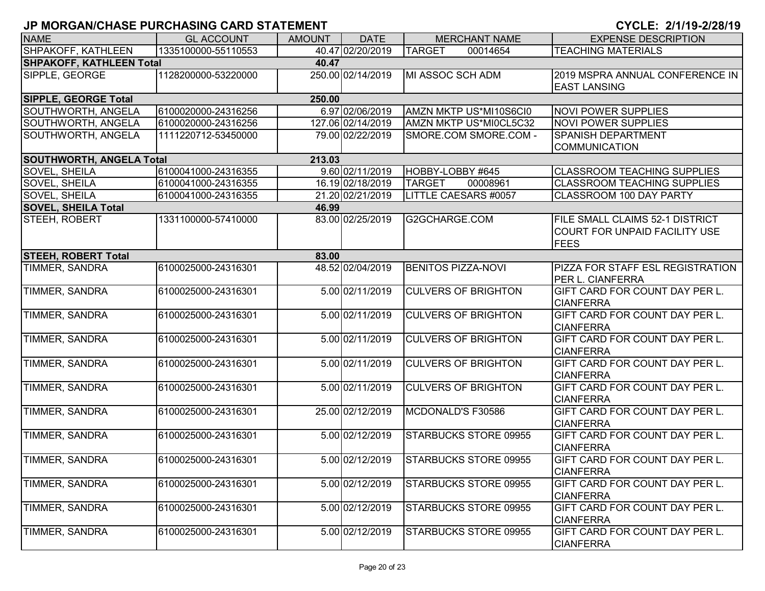## JP MORGAN/CHASE PURCHASING CARD STATEMENT

**CYCLE: 2/1/19-2/28/19**

| NAME | GL ACCOUNT | AMOUNT | DATE | MERCHANT NAME | EXPENSE DESCRIPTION |
|---|---|---|---|---|---|
| SHPAKOFF, KATHLEEN | 1335100000-55110553 | 40.47 | 02/20/2019 | TARGET 00014654 | TEACHING MATERIALS |
| **SHPAKOFF, KATHLEEN Total** | | **40.47** | | | |
| SIPPLE, GEORGE | 1128200000-53220000 | 250.00 | 02/14/2019 | MI ASSOC SCH ADM | 2019 MSPRA ANNUAL CONFERENCE IN EAST LANSING |
| **SIPPLE, GEORGE Total** | | **250.00** | | | |
| SOUTHWORTH, ANGELA | 6100020000-24316256 | 6.97 | 02/06/2019 | AMZN MKTP US*MI10S6CI0 | NOVI POWER SUPPLIES |
| SOUTHWORTH, ANGELA | 6100020000-24316256 | 127.06 | 02/14/2019 | AMZN MKTP US*MI0CL5C32 | NOVI POWER SUPPLIES |
| SOUTHWORTH, ANGELA | 1111220712-53450000 | 79.00 | 02/22/2019 | SMORE.COM SMORE.COM - | SPANISH DEPARTMENT COMMUNICATION |
| **SOUTHWORTH, ANGELA Total** | | **213.03** | | | |
| SOVEL, SHEILA | 6100041000-24316355 | 9.60 | 02/11/2019 | HOBBY-LOBBY #645 | CLASSROOM TEACHING SUPPLIES |
| SOVEL, SHEILA | 6100041000-24316355 | 16.19 | 02/18/2019 | TARGET 00008961 | CLASSROOM TEACHING SUPPLIES |
| SOVEL, SHEILA | 6100041000-24316355 | 21.20 | 02/21/2019 | LITTLE CAESARS #0057 | CLASSROOM 100 DAY PARTY |
| **SOVEL, SHEILA Total** | | **46.99** | | | |
| STEEH, ROBERT | 1331100000-57410000 | 83.00 | 02/25/2019 | G2GCHARGE.COM | FILE SMALL CLAIMS 52-1 DISTRICT COURT FOR UNPAID FACILITY USE FEES |
| **STEEH, ROBERT Total** | | **83.00** | | | |
| TIMMER, SANDRA | 6100025000-24316301 | 48.52 | 02/04/2019 | BENITOS PIZZA-NOVI | PIZZA FOR STAFF ESL REGISTRATION PER L. CIANFERRA |
| TIMMER, SANDRA | 6100025000-24316301 | 5.00 | 02/11/2019 | CULVERS OF BRIGHTON | GIFT CARD FOR COUNT DAY PER L. CIANFERRA |
| TIMMER, SANDRA | 6100025000-24316301 | 5.00 | 02/11/2019 | CULVERS OF BRIGHTON | GIFT CARD FOR COUNT DAY PER L. CIANFERRA |
| TIMMER, SANDRA | 6100025000-24316301 | 5.00 | 02/11/2019 | CULVERS OF BRIGHTON | GIFT CARD FOR COUNT DAY PER L. CIANFERRA |
| TIMMER, SANDRA | 6100025000-24316301 | 5.00 | 02/11/2019 | CULVERS OF BRIGHTON | GIFT CARD FOR COUNT DAY PER L. CIANFERRA |
| TIMMER, SANDRA | 6100025000-24316301 | 5.00 | 02/11/2019 | CULVERS OF BRIGHTON | GIFT CARD FOR COUNT DAY PER L. CIANFERRA |
| TIMMER, SANDRA | 6100025000-24316301 | 25.00 | 02/12/2019 | MCDONALD'S F30586 | GIFT CARD FOR COUNT DAY PER L. CIANFERRA |
| TIMMER, SANDRA | 6100025000-24316301 | 5.00 | 02/12/2019 | STARBUCKS STORE 09955 | GIFT CARD FOR COUNT DAY PER L. CIANFERRA |
| TIMMER, SANDRA | 6100025000-24316301 | 5.00 | 02/12/2019 | STARBUCKS STORE 09955 | GIFT CARD FOR COUNT DAY PER L. CIANFERRA |
| TIMMER, SANDRA | 6100025000-24316301 | 5.00 | 02/12/2019 | STARBUCKS STORE 09955 | GIFT CARD FOR COUNT DAY PER L. CIANFERRA |
| TIMMER, SANDRA | 6100025000-24316301 | 5.00 | 02/12/2019 | STARBUCKS STORE 09955 | GIFT CARD FOR COUNT DAY PER L. CIANFERRA |
| TIMMER, SANDRA | 6100025000-24316301 | 5.00 | 02/12/2019 | STARBUCKS STORE 09955 | GIFT CARD FOR COUNT DAY PER L. CIANFERRA |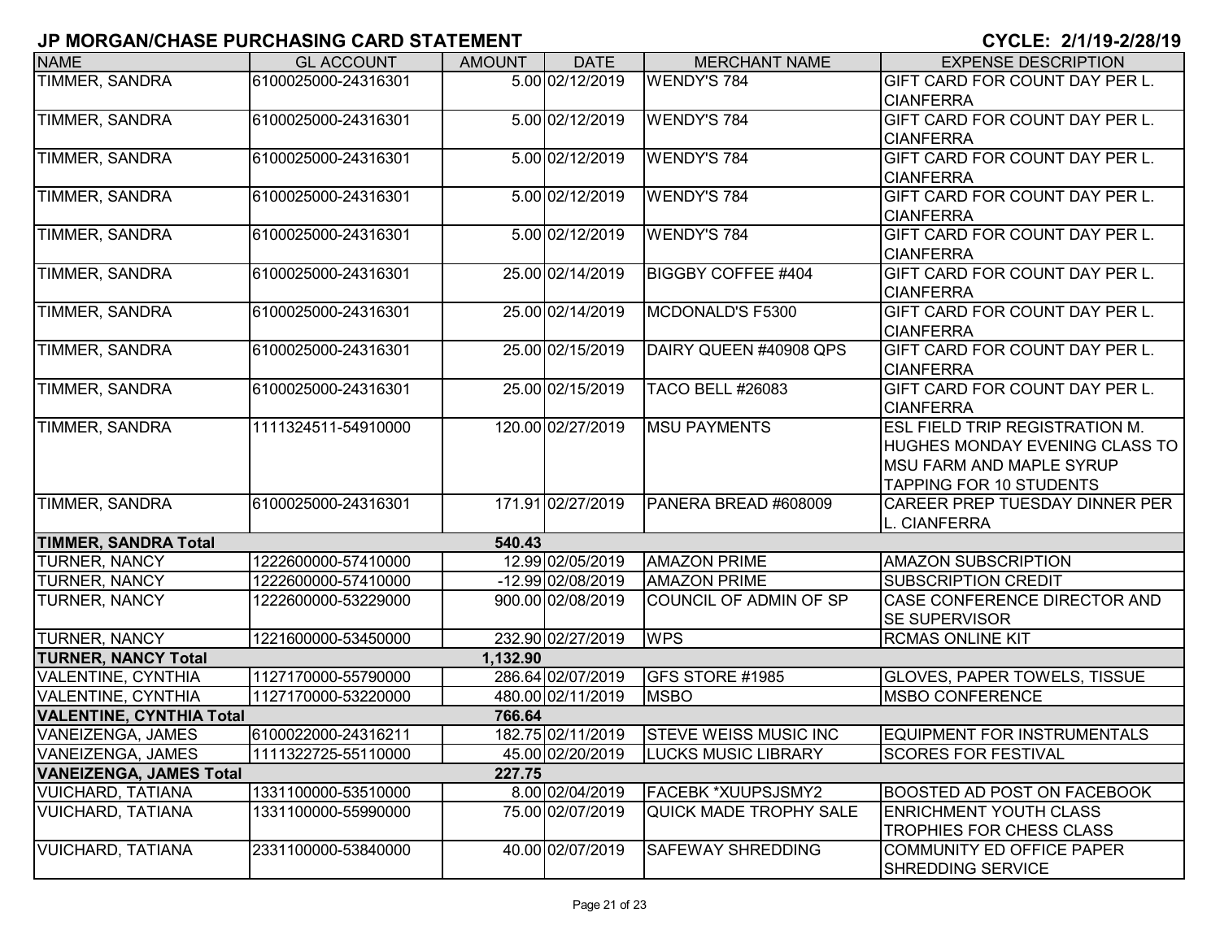# JP MORGAN/CHASE PURCHASING CARD STATEMENT

**CYCLE: 2/1/19-2/28/19**

| NAME | GL ACCOUNT | AMOUNT | DATE | MERCHANT NAME | EXPENSE DESCRIPTION |
|---|---|---|---|---|---|
| TIMMER, SANDRA | 6100025000-24316301 | 5.00 | 02/12/2019 | WENDY'S 784 | GIFT CARD FOR COUNT DAY PER L. CIANFERRA |
| TIMMER, SANDRA | 6100025000-24316301 | 5.00 | 02/12/2019 | WENDY'S 784 | GIFT CARD FOR COUNT DAY PER L. CIANFERRA |
| TIMMER, SANDRA | 6100025000-24316301 | 5.00 | 02/12/2019 | WENDY'S 784 | GIFT CARD FOR COUNT DAY PER L. CIANFERRA |
| TIMMER, SANDRA | 6100025000-24316301 | 5.00 | 02/12/2019 | WENDY'S 784 | GIFT CARD FOR COUNT DAY PER L. CIANFERRA |
| TIMMER, SANDRA | 6100025000-24316301 | 5.00 | 02/12/2019 | WENDY'S 784 | GIFT CARD FOR COUNT DAY PER L. CIANFERRA |
| TIMMER, SANDRA | 6100025000-24316301 | 25.00 | 02/14/2019 | BIGGBY COFFEE #404 | GIFT CARD FOR COUNT DAY PER L. CIANFERRA |
| TIMMER, SANDRA | 6100025000-24316301 | 25.00 | 02/14/2019 | MCDONALD'S F5300 | GIFT CARD FOR COUNT DAY PER L. CIANFERRA |
| TIMMER, SANDRA | 6100025000-24316301 | 25.00 | 02/15/2019 | DAIRY QUEEN #40908 QPS | GIFT CARD FOR COUNT DAY PER L. CIANFERRA |
| TIMMER, SANDRA | 6100025000-24316301 | 25.00 | 02/15/2019 | TACO BELL #26083 | GIFT CARD FOR COUNT DAY PER L. CIANFERRA |
| TIMMER, SANDRA | 1111324511-54910000 | 120.00 | 02/27/2019 | MSU PAYMENTS | ESL FIELD TRIP REGISTRATION M. HUGHES MONDAY EVENING CLASS TO MSU FARM AND MAPLE SYRUP TAPPING FOR 10 STUDENTS |
| TIMMER, SANDRA | 6100025000-24316301 | 171.91 | 02/27/2019 | PANERA BREAD #608009 | CAREER PREP TUESDAY DINNER PER L. CIANFERRA |
| **TIMMER, SANDRA Total** | | **540.43** | | | |
| TURNER, NANCY | 1222600000-57410000 | 12.99 | 02/05/2019 | AMAZON PRIME | AMAZON SUBSCRIPTION |
| TURNER, NANCY | 1222600000-57410000 | -12.99 | 02/08/2019 | AMAZON PRIME | SUBSCRIPTION CREDIT |
| TURNER, NANCY | 1222600000-53229000 | 900.00 | 02/08/2019 | COUNCIL OF ADMIN OF SP | CASE CONFERENCE DIRECTOR AND SE SUPERVISOR |
| TURNER, NANCY | 1221600000-53450000 | 232.90 | 02/27/2019 | WPS | RCMAS ONLINE KIT |
| **TURNER, NANCY Total** | | **1,132.90** | | | |
| VALENTINE, CYNTHIA | 1127170000-55790000 | 286.64 | 02/07/2019 | GFS STORE #1985 | GLOVES, PAPER TOWELS, TISSUE |
| VALENTINE, CYNTHIA | 1127170000-53220000 | 480.00 | 02/11/2019 | MSBO | MSBO CONFERENCE |
| **VALENTINE, CYNTHIA Total** | | **766.64** | | | |
| VANEIZENGA, JAMES | 6100022000-24316211 | 182.75 | 02/11/2019 | STEVE WEISS MUSIC INC | EQUIPMENT FOR INSTRUMENTALS |
| VANEIZENGA, JAMES | 1111322725-55110000 | 45.00 | 02/20/2019 | LUCKS MUSIC LIBRARY | SCORES FOR FESTIVAL |
| **VANEIZENGA, JAMES Total** | | **227.75** | | | |
| VUICHARD, TATIANA | 1331100000-53510000 | 8.00 | 02/04/2019 | FACEBK *XUUPSJSMY2 | BOOSTED AD POST ON FACEBOOK |
| VUICHARD, TATIANA | 1331100000-55990000 | 75.00 | 02/07/2019 | QUICK MADE TROPHY SALE | ENRICHMENT YOUTH CLASS TROPHIES FOR CHESS CLASS |
| VUICHARD, TATIANA | 2331100000-53840000 | 40.00 | 02/07/2019 | SAFEWAY SHREDDING | COMMUNITY ED OFFICE PAPER SHREDDING SERVICE |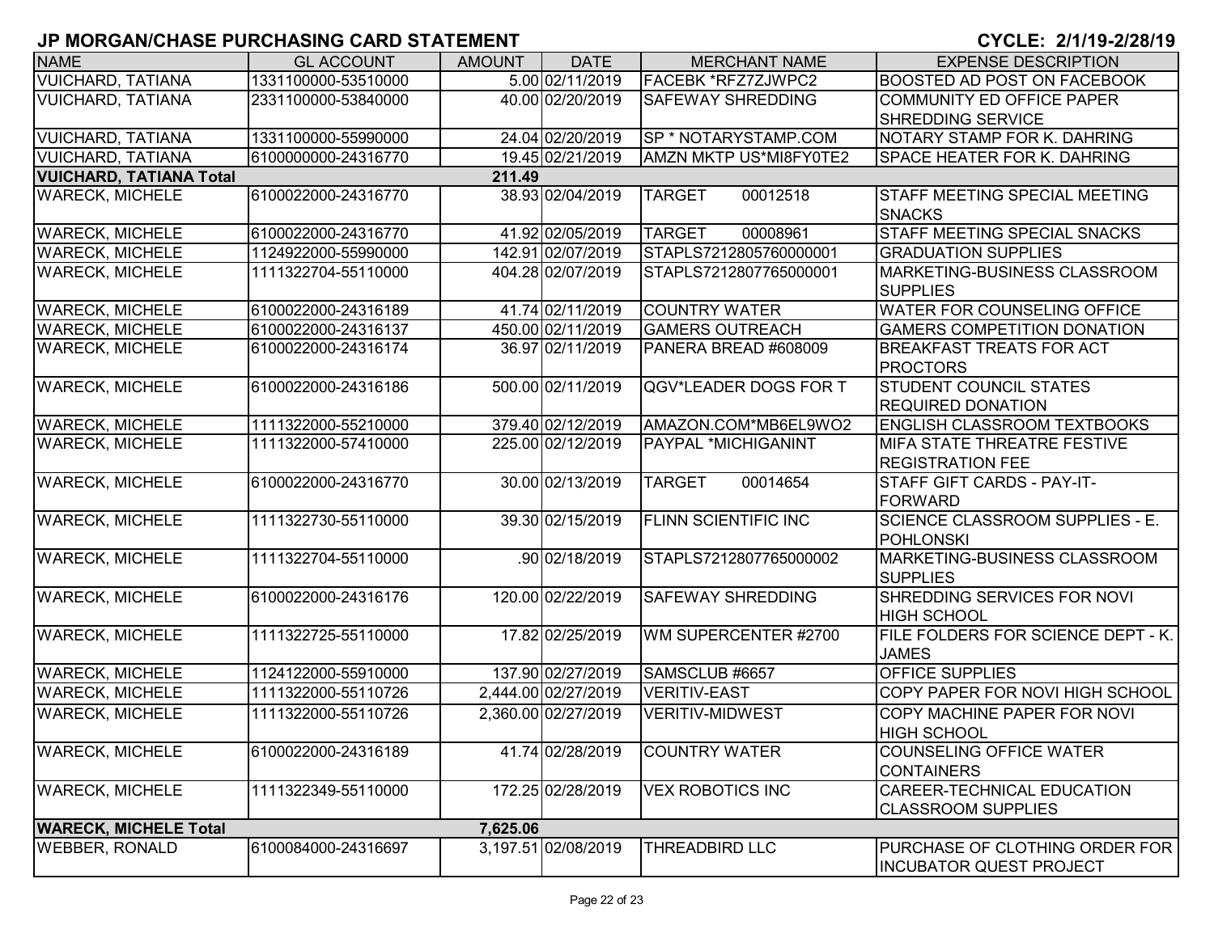# JP MORGAN/CHASE PURCHASING CARD STATEMENT

**CYCLE: 2/1/19-2/28/19**

| NAME | GL ACCOUNT | AMOUNT | DATE | MERCHANT NAME | EXPENSE DESCRIPTION |
|---|---|---|---|---|---|
| VUICHARD, TATIANA | 1331100000-53510000 | 5.00 | 02/11/2019 | FACEBK *RFZ7ZJWPC2 | BOOSTED AD POST ON FACEBOOK |
| VUICHARD, TATIANA | 2331100000-53840000 | 40.00 | 02/20/2019 | SAFEWAY SHREDDING | COMMUNITY ED OFFICE PAPER SHREDDING SERVICE |
| VUICHARD, TATIANA | 1331100000-55990000 | 24.04 | 02/20/2019 | SP * NOTARYSTAMP.COM | NOTARY STAMP FOR K. DAHRING |
| VUICHARD, TATIANA | 6100000000-24316770 | 19.45 | 02/21/2019 | AMZN MKTP US*MI8FY0TE2 | SPACE HEATER FOR K. DAHRING |
| **VUICHARD, TATIANA Total** | | **211.49** | | | |
| WARECK, MICHELE | 6100022000-24316770 | 38.93 | 02/04/2019 | TARGET 00012518 | STAFF MEETING SPECIAL MEETING SNACKS |
| WARECK, MICHELE | 6100022000-24316770 | 41.92 | 02/05/2019 | TARGET 00008961 | STAFF MEETING SPECIAL SNACKS |
| WARECK, MICHELE | 1124922000-55990000 | 142.91 | 02/07/2019 | STAPLS7212805760000001 | GRADUATION SUPPLIES |
| WARECK, MICHELE | 1111322704-55110000 | 404.28 | 02/07/2019 | STAPLS7212807765000001 | MARKETING-BUSINESS CLASSROOM SUPPLIES |
| WARECK, MICHELE | 6100022000-24316189 | 41.74 | 02/11/2019 | COUNTRY WATER | WATER FOR COUNSELING OFFICE |
| WARECK, MICHELE | 6100022000-24316137 | 450.00 | 02/11/2019 | GAMERS OUTREACH | GAMERS COMPETITION DONATION |
| WARECK, MICHELE | 6100022000-24316174 | 36.97 | 02/11/2019 | PANERA BREAD #608009 | BREAKFAST TREATS FOR ACT PROCTORS |
| WARECK, MICHELE | 6100022000-24316186 | 500.00 | 02/11/2019 | QGV*LEADER DOGS FOR T | STUDENT COUNCIL STATES REQUIRED DONATION |
| WARECK, MICHELE | 1111322000-55210000 | 379.40 | 02/12/2019 | AMAZON.COM*MB6EL9WO2 | ENGLISH CLASSROOM TEXTBOOKS |
| WARECK, MICHELE | 1111322000-57410000 | 225.00 | 02/12/2019 | PAYPAL *MICHIGANINT | MIFA STATE THREATRE FESTIVE REGISTRATION FEE |
| WARECK, MICHELE | 6100022000-24316770 | 30.00 | 02/13/2019 | TARGET 00014654 | STAFF GIFT CARDS - PAY-IT-FORWARD |
| WARECK, MICHELE | 1111322730-55110000 | 39.30 | 02/15/2019 | FLINN SCIENTIFIC INC | SCIENCE CLASSROOM SUPPLIES - E. POHLONSKI |
| WARECK, MICHELE | 1111322704-55110000 | .90 | 02/18/2019 | STAPLS7212807765000002 | MARKETING-BUSINESS CLASSROOM SUPPLIES |
| WARECK, MICHELE | 6100022000-24316176 | 120.00 | 02/22/2019 | SAFEWAY SHREDDING | SHREDDING SERVICES FOR NOVI HIGH SCHOOL |
| WARECK, MICHELE | 1111322725-55110000 | 17.82 | 02/25/2019 | WM SUPERCENTER #2700 | FILE FOLDERS FOR SCIENCE DEPT - K. JAMES |
| WARECK, MICHELE | 1124122000-55910000 | 137.90 | 02/27/2019 | SAMSCLUB #6657 | OFFICE SUPPLIES |
| WARECK, MICHELE | 1111322000-55110726 | 2,444.00 | 02/27/2019 | VERITIV-EAST | COPY PAPER FOR NOVI HIGH SCHOOL |
| WARECK, MICHELE | 1111322000-55110726 | 2,360.00 | 02/27/2019 | VERITIV-MIDWEST | COPY MACHINE PAPER FOR NOVI HIGH SCHOOL |
| WARECK, MICHELE | 6100022000-24316189 | 41.74 | 02/28/2019 | COUNTRY WATER | COUNSELING OFFICE WATER CONTAINERS |
| WARECK, MICHELE | 1111322349-55110000 | 172.25 | 02/28/2019 | VEX ROBOTICS INC | CAREER-TECHNICAL EDUCATION CLASSROOM SUPPLIES |
| **WARECK, MICHELE Total** | | **7,625.06** | | | |
| WEBBER, RONALD | 6100084000-24316697 | 3,197.51 | 02/08/2019 | THREADBIRD LLC | PURCHASE OF CLOTHING ORDER FOR INCUBATOR QUEST PROJECT |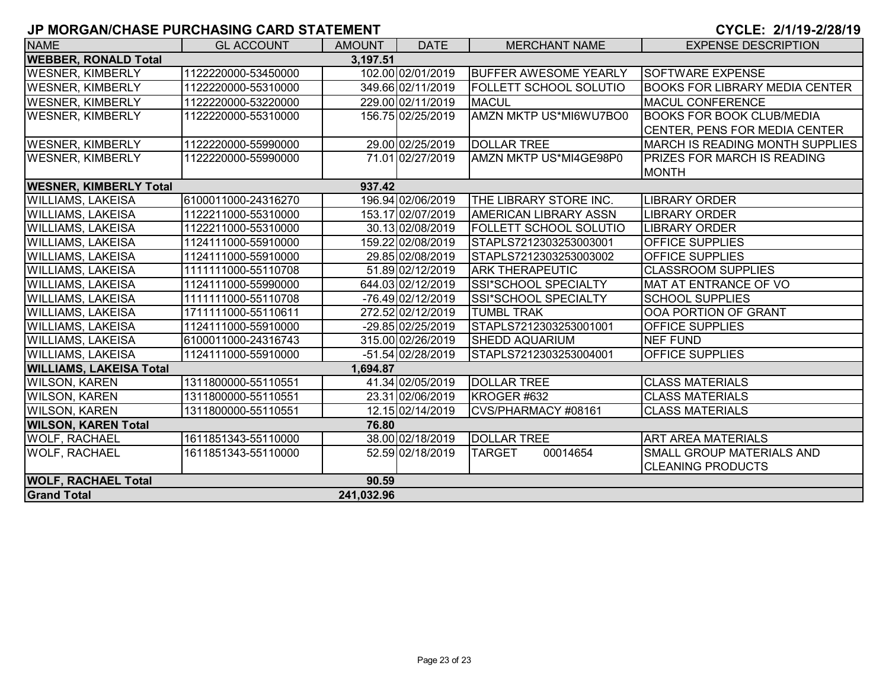## JP MORGAN/CHASE PURCHASING CARD STATEMENT

**CYCLE: 2/1/19-2/28/19**

| NAME | GL ACCOUNT | AMOUNT | DATE | MERCHANT NAME | EXPENSE DESCRIPTION |
|---|---|---|---|---|---|
| **WEBBER, RONALD Total** | | **3,197.51** | | | |
| WESNER, KIMBERLY | 1122220000-53450000 | 102.00 | 02/01/2019 | BUFFER AWESOME YEARLY | SOFTWARE EXPENSE |
| WESNER, KIMBERLY | 1122220000-55310000 | 349.66 | 02/11/2019 | FOLLETT SCHOOL SOLUTIO | BOOKS FOR LIBRARY MEDIA CENTER |
| WESNER, KIMBERLY | 1122220000-53220000 | 229.00 | 02/11/2019 | MACUL | MACUL CONFERENCE |
| WESNER, KIMBERLY | 1122220000-55310000 | 156.75 | 02/25/2019 | AMZN MKTP US*MI6WU7BO0 | BOOKS FOR BOOK CLUB/MEDIA CENTER, PENS FOR MEDIA CENTER |
| WESNER, KIMBERLY | 1122220000-55990000 | 29.00 | 02/25/2019 | DOLLAR TREE | MARCH IS READING MONTH SUPPLIES |
| WESNER, KIMBERLY | 1122220000-55990000 | 71.01 | 02/27/2019 | AMZN MKTP US*MI4GE98P0 | PRIZES FOR MARCH IS READING MONTH |
| **WESNER, KIMBERLY Total** | | **937.42** | | | |
| WILLIAMS, LAKEISA | 6100011000-24316270 | 196.94 | 02/06/2019 | THE LIBRARY STORE INC. | LIBRARY ORDER |
| WILLIAMS, LAKEISA | 1122211000-55310000 | 153.17 | 02/07/2019 | AMERICAN LIBRARY ASSN | LIBRARY ORDER |
| WILLIAMS, LAKEISA | 1122211000-55310000 | 30.13 | 02/08/2019 | FOLLETT SCHOOL SOLUTIO | LIBRARY ORDER |
| WILLIAMS, LAKEISA | 1124111000-55910000 | 159.22 | 02/08/2019 | STAPLS7212303253003001 | OFFICE SUPPLIES |
| WILLIAMS, LAKEISA | 1124111000-55910000 | 29.85 | 02/08/2019 | STAPLS7212303253003002 | OFFICE SUPPLIES |
| WILLIAMS, LAKEISA | 1111111000-55110708 | 51.89 | 02/12/2019 | ARK THERAPEUTIC | CLASSROOM SUPPLIES |
| WILLIAMS, LAKEISA | 1124111000-55990000 | 644.03 | 02/12/2019 | SSI*SCHOOL SPECIALTY | MAT AT ENTRANCE OF VO |
| WILLIAMS, LAKEISA | 1111111000-55110708 | -76.49 | 02/12/2019 | SSI*SCHOOL SPECIALTY | SCHOOL SUPPLIES |
| WILLIAMS, LAKEISA | 1711111000-55110611 | 272.52 | 02/12/2019 | TUMBL TRAK | OOA PORTION OF GRANT |
| WILLIAMS, LAKEISA | 1124111000-55910000 | -29.85 | 02/25/2019 | STAPLS7212303253001001 | OFFICE SUPPLIES |
| WILLIAMS, LAKEISA | 6100011000-24316743 | 315.00 | 02/26/2019 | SHEDD AQUARIUM | NEF FUND |
| WILLIAMS, LAKEISA | 1124111000-55910000 | -51.54 | 02/28/2019 | STAPLS7212303253004001 | OFFICE SUPPLIES |
| **WILLIAMS, LAKEISA Total** | | **1,694.87** | | | |
| WILSON, KAREN | 1311800000-55110551 | 41.34 | 02/05/2019 | DOLLAR TREE | CLASS MATERIALS |
| WILSON, KAREN | 1311800000-55110551 | 23.31 | 02/06/2019 | KROGER #632 | CLASS MATERIALS |
| WILSON, KAREN | 1311800000-55110551 | 12.15 | 02/14/2019 | CVS/PHARMACY #08161 | CLASS MATERIALS |
| **WILSON, KAREN Total** | | **76.80** | | | |
| WOLF, RACHAEL | 1611851343-55110000 | 38.00 | 02/18/2019 | DOLLAR TREE | ART AREA MATERIALS |
| WOLF, RACHAEL | 1611851343-55110000 | 52.59 | 02/18/2019 | TARGET 00014654 | SMALL GROUP MATERIALS AND CLEANING PRODUCTS |
| **WOLF, RACHAEL Total** | | **90.59** | | | |
| **Grand Total** | | **241,032.96** | | | |